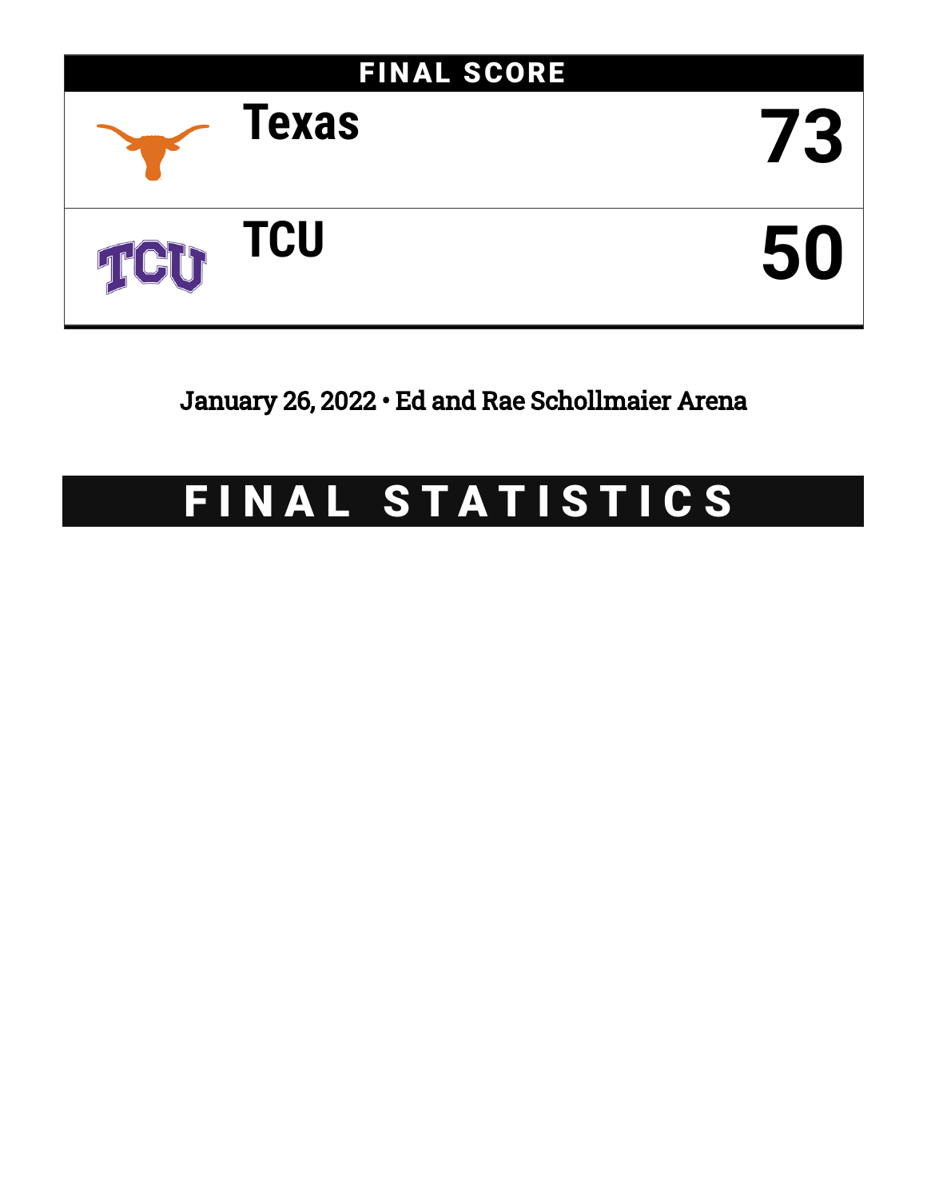## FINAL SCORE

| Team | Score |
| --- | --- |
| Texas | 73 |
| TCU | 50 |

January 26, 2022 • Ed and Rae Schollmaier Arena

# FINAL STATISTICS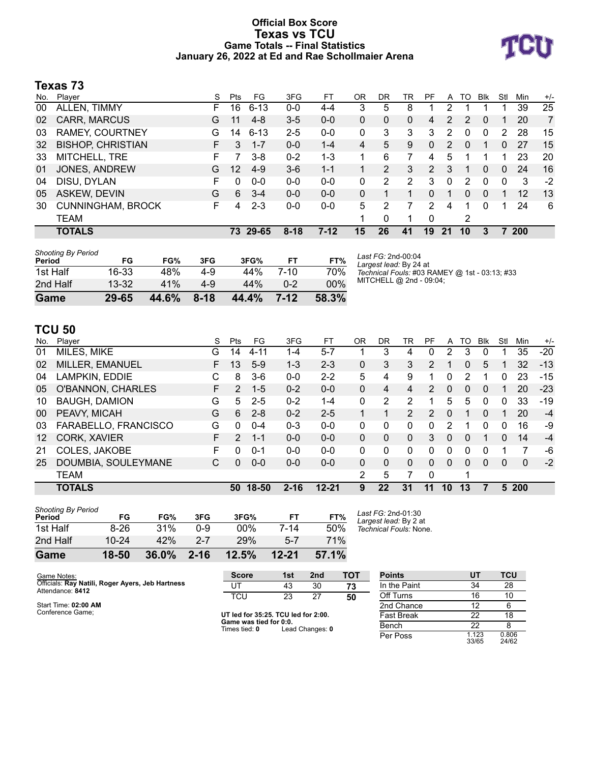# Official Box Score
## Texas vs TCU
### Game Totals -- Final Statistics
### January 26, 2022 at Ed and Rae Schollmaier Arena

## Texas 73

| No. | Player | S | Pts | FG | 3FG | FT | OR | DR | TR | PF | A | TO | Blk | Stl | Min | +/- |
|---|---|---|---|---|---|---|---|---|---|---|---|---|---|---|---|---|
| 00 | ALLEN, TIMMY | F | 16 | 6-13 | 0-0 | 4-4 | 3 | 5 | 8 | 1 | 2 | 1 | 1 | 1 | 39 | 25 |
| 02 | CARR, MARCUS | G | 11 | 4-8 | 3-5 | 0-0 | 0 | 0 | 0 | 4 | 2 | 2 | 0 | 1 | 20 | 7 |
| 03 | RAMEY, COURTNEY | G | 14 | 6-13 | 2-5 | 0-0 | 0 | 3 | 3 | 3 | 2 | 0 | 0 | 2 | 28 | 15 |
| 32 | BISHOP, CHRISTIAN | F | 3 | 1-7 | 0-0 | 1-4 | 4 | 5 | 9 | 0 | 2 | 0 | 1 | 0 | 27 | 15 |
| 33 | MITCHELL, TRE | F | 7 | 3-8 | 0-2 | 1-3 | 1 | 6 | 7 | 4 | 5 | 1 | 1 | 1 | 23 | 20 |
| 01 | JONES, ANDREW | G | 12 | 4-9 | 3-6 | 1-1 | 1 | 2 | 3 | 2 | 3 | 1 | 0 | 0 | 24 | 16 |
| 04 | DISU, DYLAN | F | 0 | 0-0 | 0-0 | 0-0 | 0 | 2 | 2 | 3 | 0 | 2 | 0 | 0 | 3 | -2 |
| 05 | ASKEW, DEVIN | G | 6 | 3-4 | 0-0 | 0-0 | 0 | 1 | 1 | 0 | 1 | 0 | 0 | 1 | 12 | 13 |
| 30 | CUNNINGHAM, BROCK | F | 4 | 2-3 | 0-0 | 0-0 | 5 | 2 | 7 | 2 | 4 | 1 | 0 | 1 | 24 | 6 |
| | TEAM | | | | | | 1 | 0 | 1 | 0 | | 2 | | | | |
| | **TOTALS** | | **73** | **29-65** | **8-18** | **7-12** | **15** | **26** | **41** | **19** | **21** | **10** | **3** | **7** | **200** | |

*Shooting By Period*

| Period | FG | FG% | 3FG | 3FG% | FT | FT% |
|---|---|---|---|---|---|---|
| 1st Half | 16-33 | 48% | 4-9 | 44% | 7-10 | 70% |
| 2nd Half | 13-32 | 41% | 4-9 | 44% | 0-2 | 00% |
| **Game** | **29-65** | **44.6%** | **8-18** | **44.4%** | **7-12** | **58.3%** |

*Last FG:* 2nd-00:04
*Largest lead:* By 24 at
*Technical Fouls:* #03 RAMEY @ 1st - 03:13; #33 MITCHELL @ 2nd - 09:04;

## TCU 50

| No. | Player | S | Pts | FG | 3FG | FT | OR | DR | TR | PF | A | TO | Blk | Stl | Min | +/- |
|---|---|---|---|---|---|---|---|---|---|---|---|---|---|---|---|---|
| 01 | MILES, MIKE | G | 14 | 4-11 | 1-4 | 5-7 | 1 | 3 | 4 | 0 | 2 | 3 | 0 | 1 | 35 | -20 |
| 02 | MILLER, EMANUEL | F | 13 | 5-9 | 1-3 | 2-3 | 0 | 3 | 3 | 2 | 1 | 0 | 5 | 1 | 32 | -13 |
| 04 | LAMPKIN, EDDIE | C | 8 | 3-6 | 0-0 | 2-2 | 5 | 4 | 9 | 1 | 0 | 2 | 1 | 0 | 23 | -15 |
| 05 | O'BANNON, CHARLES | F | 2 | 1-5 | 0-2 | 0-0 | 0 | 4 | 4 | 2 | 0 | 0 | 0 | 1 | 20 | -23 |
| 10 | BAUGH, DAMION | G | 5 | 2-5 | 0-2 | 1-4 | 0 | 2 | 2 | 1 | 5 | 5 | 0 | 0 | 33 | -19 |
| 00 | PEAVY, MICAH | G | 6 | 2-8 | 0-2 | 2-5 | 1 | 1 | 2 | 2 | 0 | 1 | 0 | 1 | 20 | -4 |
| 03 | FARABELLO, FRANCISCO | G | 0 | 0-4 | 0-3 | 0-0 | 0 | 0 | 0 | 0 | 2 | 1 | 0 | 0 | 16 | -9 |
| 12 | CORK, XAVIER | F | 2 | 1-1 | 0-0 | 0-0 | 0 | 0 | 0 | 3 | 0 | 0 | 1 | 0 | 14 | -4 |
| 21 | COLES, JAKOBE | F | 0 | 0-1 | 0-0 | 0-0 | 0 | 0 | 0 | 0 | 0 | 0 | 0 | 1 | 7 | -6 |
| 25 | DOUMBIA, SOULEYMANE | C | 0 | 0-0 | 0-0 | 0-0 | 0 | 0 | 0 | 0 | 0 | 0 | 0 | 0 | 0 | -2 |
| | TEAM | | | | | | 2 | 5 | 7 | 0 | | 1 | | | | |
| | **TOTALS** | | **50** | **18-50** | **2-16** | **12-21** | **9** | **22** | **31** | **11** | **10** | **13** | **7** | **5** | **200** | |

*Shooting By Period*

| Period | FG | FG% | 3FG | 3FG% | FT | FT% |
|---|---|---|---|---|---|---|
| 1st Half | 8-26 | 31% | 0-9 | 00% | 7-14 | 50% |
| 2nd Half | 10-24 | 42% | 2-7 | 29% | 5-7 | 71% |
| **Game** | **18-50** | **36.0%** | **2-16** | **12.5%** | **12-21** | **57.1%** |

*Last FG:* 2nd-01:30
*Largest lead:* By 2 at
*Technical Fouls:* None.

Game Notes:
Officials: **Ray Natili, Roger Ayers, Jeb Hartness**
Attendance: **8412**

Start Time: **02:00 AM**
Conference Game;

| Score | 1st | 2nd | TOT |
|---|---|---|---|
| UT | 43 | 30 | **73** |
| TCU | 23 | 27 | **50** |

**UT led for 35:25. TCU led for 2:00.**
**Game was tied for 0:0.**
Times tied: **0** Lead Changes: **0**

| Points | UT | TCU |
|---|---|---|
| In the Paint | 34 | 28 |
| Off Turns | 16 | 10 |
| 2nd Chance | 12 | 6 |
| Fast Break | 22 | 18 |
| Bench | 22 | 8 |
| Per Poss | 1.123 33/65 | 0.806 24/62 |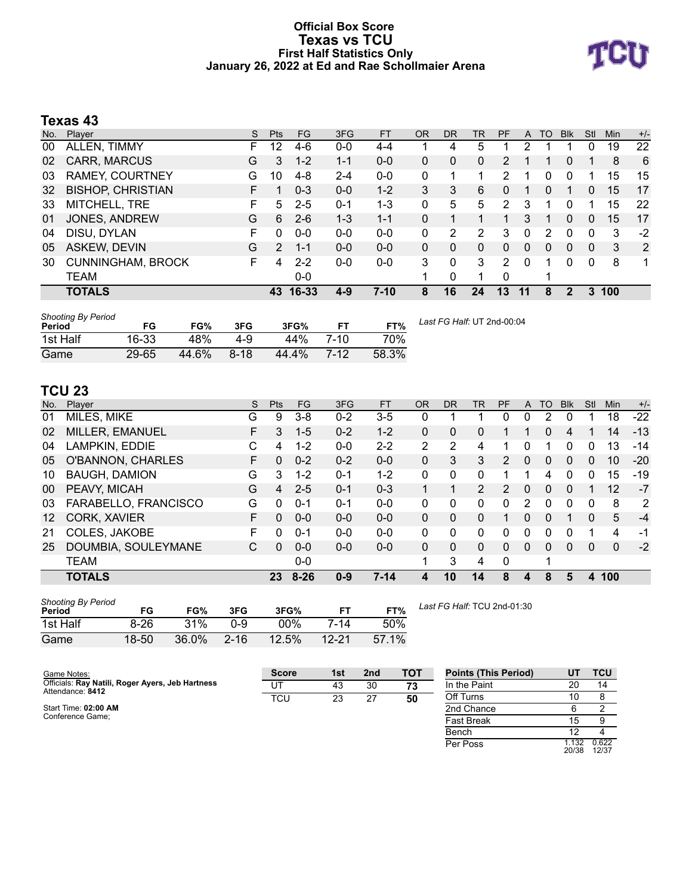# Official Box Score
## Texas vs TCU
### First Half Statistics Only
### January 26, 2022 at Ed and Rae Schollmaier Arena

## Texas 43

| No. | Player | S | Pts | FG | 3FG | FT | OR | DR | TR | PF | A | TO | Blk | Stl | Min | +/- |
|---|---|---|---|---|---|---|---|---|---|---|---|---|---|---|---|---|
| 00 | ALLEN, TIMMY | F | 12 | 4-6 | 0-0 | 4-4 | 1 | 4 | 5 | 1 | 2 | 1 | 1 | 0 | 19 | 22 |
| 02 | CARR, MARCUS | G | 3 | 1-2 | 1-1 | 0-0 | 0 | 0 | 0 | 2 | 1 | 1 | 0 | 1 | 8 | 6 |
| 03 | RAMEY, COURTNEY | G | 10 | 4-8 | 2-4 | 0-0 | 0 | 1 | 1 | 2 | 1 | 0 | 0 | 1 | 15 | 15 |
| 32 | BISHOP, CHRISTIAN | F | 1 | 0-3 | 0-0 | 1-2 | 3 | 3 | 6 | 0 | 1 | 0 | 1 | 0 | 15 | 17 |
| 33 | MITCHELL, TRE | F | 5 | 2-5 | 0-1 | 1-3 | 0 | 5 | 5 | 2 | 3 | 1 | 0 | 1 | 15 | 22 |
| 01 | JONES, ANDREW | G | 6 | 2-6 | 1-3 | 1-1 | 0 | 1 | 1 | 1 | 3 | 1 | 0 | 0 | 15 | 17 |
| 04 | DISU, DYLAN | F | 0 | 0-0 | 0-0 | 0-0 | 0 | 2 | 2 | 3 | 0 | 2 | 0 | 0 | 3 | -2 |
| 05 | ASKEW, DEVIN | G | 2 | 1-1 | 0-0 | 0-0 | 0 | 0 | 0 | 0 | 0 | 0 | 0 | 0 | 3 | 2 |
| 30 | CUNNINGHAM, BROCK | F | 4 | 2-2 | 0-0 | 0-0 | 3 | 0 | 3 | 2 | 0 | 1 | 0 | 0 | 8 | 1 |
| | TEAM | | | 0-0 | | | 1 | 0 | 1 | 0 | | 1 | | | | |
| | **TOTALS** | | **43** | **16-33** | **4-9** | **7-10** | **8** | **16** | **24** | **13** | **11** | **8** | **2** | **3** | **100** | |

*Shooting By Period*

| Period | FG | FG% | 3FG | 3FG% | FT | FT% |
|---|---|---|---|---|---|---|
| 1st Half | 16-33 | 48% | 4-9 | 44% | 7-10 | 70% |
| Game | 29-65 | 44.6% | 8-18 | 44.4% | 7-12 | 58.3% |

*Last FG Half:* UT 2nd-00:04

## TCU 23

| No. | Player | S | Pts | FG | 3FG | FT | OR | DR | TR | PF | A | TO | Blk | Stl | Min | +/- |
|---|---|---|---|---|---|---|---|---|---|---|---|---|---|---|---|---|
| 01 | MILES, MIKE | G | 9 | 3-8 | 0-2 | 3-5 | 0 | 1 | 1 | 0 | 0 | 2 | 0 | 1 | 18 | -22 |
| 02 | MILLER, EMANUEL | F | 3 | 1-5 | 0-2 | 1-2 | 0 | 0 | 0 | 1 | 1 | 0 | 4 | 1 | 14 | -13 |
| 04 | LAMPKIN, EDDIE | C | 4 | 1-2 | 0-0 | 2-2 | 2 | 2 | 4 | 1 | 0 | 1 | 0 | 0 | 13 | -14 |
| 05 | O'BANNON, CHARLES | F | 0 | 0-2 | 0-2 | 0-0 | 0 | 3 | 3 | 2 | 0 | 0 | 0 | 0 | 10 | -20 |
| 10 | BAUGH, DAMION | G | 3 | 1-2 | 0-1 | 1-2 | 0 | 0 | 0 | 1 | 1 | 4 | 0 | 0 | 15 | -19 |
| 00 | PEAVY, MICAH | G | 4 | 2-5 | 0-1 | 0-3 | 1 | 1 | 2 | 2 | 0 | 0 | 0 | 1 | 12 | -7 |
| 03 | FARABELLO, FRANCISCO | G | 0 | 0-1 | 0-1 | 0-0 | 0 | 0 | 0 | 0 | 2 | 0 | 0 | 0 | 8 | 2 |
| 12 | CORK, XAVIER | F | 0 | 0-0 | 0-0 | 0-0 | 0 | 0 | 0 | 1 | 0 | 0 | 1 | 0 | 5 | -4 |
| 21 | COLES, JAKOBE | F | 0 | 0-1 | 0-0 | 0-0 | 0 | 0 | 0 | 0 | 0 | 0 | 0 | 1 | 4 | -1 |
| 25 | DOUMBIA, SOULEYMANE | C | 0 | 0-0 | 0-0 | 0-0 | 0 | 0 | 0 | 0 | 0 | 0 | 0 | 0 | 0 | -2 |
| | TEAM | | | 0-0 | | | 1 | 3 | 4 | 0 | | 1 | | | | |
| | **TOTALS** | | **23** | **8-26** | **0-9** | **7-14** | **4** | **10** | **14** | **8** | **4** | **8** | **5** | **4** | **100** | |

*Shooting By Period*

| Period | FG | FG% | 3FG | 3FG% | FT | FT% |
|---|---|---|---|---|---|---|
| 1st Half | 8-26 | 31% | 0-9 | 00% | 7-14 | 50% |
| Game | 18-50 | 36.0% | 2-16 | 12.5% | 12-21 | 57.1% |

*Last FG Half:* TCU 2nd-01:30

Game Notes:
Officials: **Ray Natili, Roger Ayers, Jeb Hartness**
Attendance: **8412**

Start Time: **02:00 AM**
Conference Game;

| Score | 1st | 2nd | TOT |
|---|---|---|---|
| UT | 43 | 30 | **73** |
| TCU | 23 | 27 | **50** |

| Points (This Period) | UT | TCU |
|---|---|---|
| In the Paint | 20 | 14 |
| Off Turns | 10 | 8 |
| 2nd Chance | 6 | 2 |
| Fast Break | 15 | 9 |
| Bench | 12 | 4 |
| Per Poss | 1.132 20/38 | 0.622 12/37 |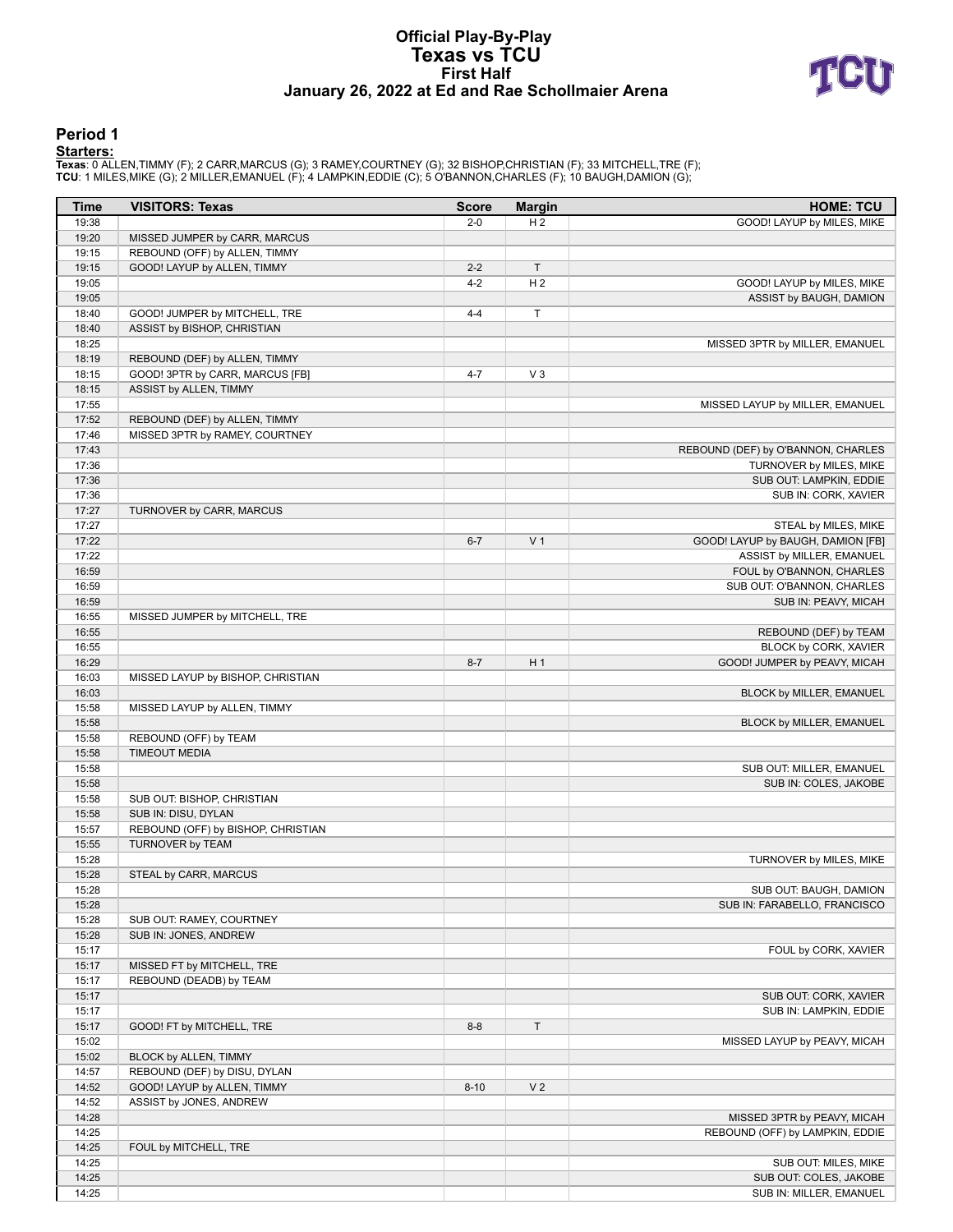# Official Play-By-Play
# Texas vs TCU
## First Half
### January 26, 2022 at Ed and Rae Schollmaier Arena

## Period 1

**Starters:**

**Texas**: 0 ALLEN,TIMMY (F); 2 CARR,MARCUS (G); 3 RAMEY,COURTNEY (G); 32 BISHOP,CHRISTIAN (F); 33 MITCHELL,TRE (F);
**TCU**: 1 MILES,MIKE (G); 2 MILLER,EMANUEL (F); 4 LAMPKIN,EDDIE (C); 5 O'BANNON,CHARLES (F); 10 BAUGH,DAMION (G);

| Time | VISITORS: Texas | Score | Margin | HOME: TCU |
|---|---|---|---|---|
| 19:38 | | 2-0 | H 2 | GOOD! LAYUP by MILES, MIKE |
| 19:20 | MISSED JUMPER by CARR, MARCUS | | | |
| 19:15 | REBOUND (OFF) by ALLEN, TIMMY | | | |
| 19:15 | GOOD! LAYUP by ALLEN, TIMMY | 2-2 | T | |
| 19:05 | | 4-2 | H 2 | GOOD! LAYUP by MILES, MIKE |
| 19:05 | | | | ASSIST by BAUGH, DAMION |
| 18:40 | GOOD! JUMPER by MITCHELL, TRE | 4-4 | T | |
| 18:40 | ASSIST by BISHOP, CHRISTIAN | | | |
| 18:25 | | | | MISSED 3PTR by MILLER, EMANUEL |
| 18:19 | REBOUND (DEF) by ALLEN, TIMMY | | | |
| 18:15 | GOOD! 3PTR by CARR, MARCUS [FB] | 4-7 | V 3 | |
| 18:15 | ASSIST by ALLEN, TIMMY | | | |
| 17:55 | | | | MISSED LAYUP by MILLER, EMANUEL |
| 17:52 | REBOUND (DEF) by ALLEN, TIMMY | | | |
| 17:46 | MISSED 3PTR by RAMEY, COURTNEY | | | |
| 17:43 | | | | REBOUND (DEF) by O'BANNON, CHARLES |
| 17:36 | | | | TURNOVER by MILES, MIKE |
| 17:36 | | | | SUB OUT: LAMPKIN, EDDIE |
| 17:36 | | | | SUB IN: CORK, XAVIER |
| 17:27 | TURNOVER by CARR, MARCUS | | | |
| 17:27 | | | | STEAL by MILES, MIKE |
| 17:22 | | 6-7 | V 1 | GOOD! LAYUP by BAUGH, DAMION [FB] |
| 17:22 | | | | ASSIST by MILLER, EMANUEL |
| 16:59 | | | | FOUL by O'BANNON, CHARLES |
| 16:59 | | | | SUB OUT: O'BANNON, CHARLES |
| 16:59 | | | | SUB IN: PEAVY, MICAH |
| 16:55 | MISSED JUMPER by MITCHELL, TRE | | | |
| 16:55 | | | | REBOUND (DEF) by TEAM |
| 16:55 | | | | BLOCK by CORK, XAVIER |
| 16:29 | | 8-7 | H 1 | GOOD! JUMPER by PEAVY, MICAH |
| 16:03 | MISSED LAYUP by BISHOP, CHRISTIAN | | | |
| 16:03 | | | | BLOCK by MILLER, EMANUEL |
| 15:58 | MISSED LAYUP by ALLEN, TIMMY | | | |
| 15:58 | | | | BLOCK by MILLER, EMANUEL |
| 15:58 | REBOUND (OFF) by TEAM | | | |
| 15:58 | TIMEOUT MEDIA | | | |
| 15:58 | | | | SUB OUT: MILLER, EMANUEL |
| 15:58 | | | | SUB IN: COLES, JAKOBE |
| 15:58 | SUB OUT: BISHOP, CHRISTIAN | | | |
| 15:58 | SUB IN: DISU, DYLAN | | | |
| 15:57 | REBOUND (OFF) by BISHOP, CHRISTIAN | | | |
| 15:55 | TURNOVER by TEAM | | | |
| 15:28 | | | | TURNOVER by MILES, MIKE |
| 15:28 | STEAL by CARR, MARCUS | | | |
| 15:28 | | | | SUB OUT: BAUGH, DAMION |
| 15:28 | | | | SUB IN: FARABELLO, FRANCISCO |
| 15:28 | SUB OUT: RAMEY, COURTNEY | | | |
| 15:28 | SUB IN: JONES, ANDREW | | | |
| 15:17 | | | | FOUL by CORK, XAVIER |
| 15:17 | MISSED FT by MITCHELL, TRE | | | |
| 15:17 | REBOUND (DEADB) by TEAM | | | |
| 15:17 | | | | SUB OUT: CORK, XAVIER |
| 15:17 | | | | SUB IN: LAMPKIN, EDDIE |
| 15:17 | GOOD! FT by MITCHELL, TRE | 8-8 | T | |
| 15:02 | | | | MISSED LAYUP by PEAVY, MICAH |
| 15:02 | BLOCK by ALLEN, TIMMY | | | |
| 14:57 | REBOUND (DEF) by DISU, DYLAN | | | |
| 14:52 | GOOD! LAYUP by ALLEN, TIMMY | 8-10 | V 2 | |
| 14:52 | ASSIST by JONES, ANDREW | | | |
| 14:28 | | | | MISSED 3PTR by PEAVY, MICAH |
| 14:25 | | | | REBOUND (OFF) by LAMPKIN, EDDIE |
| 14:25 | FOUL by MITCHELL, TRE | | | |
| 14:25 | | | | SUB OUT: MILES, MIKE |
| 14:25 | | | | SUB OUT: COLES, JAKOBE |
| 14:25 | | | | SUB IN: MILLER, EMANUEL |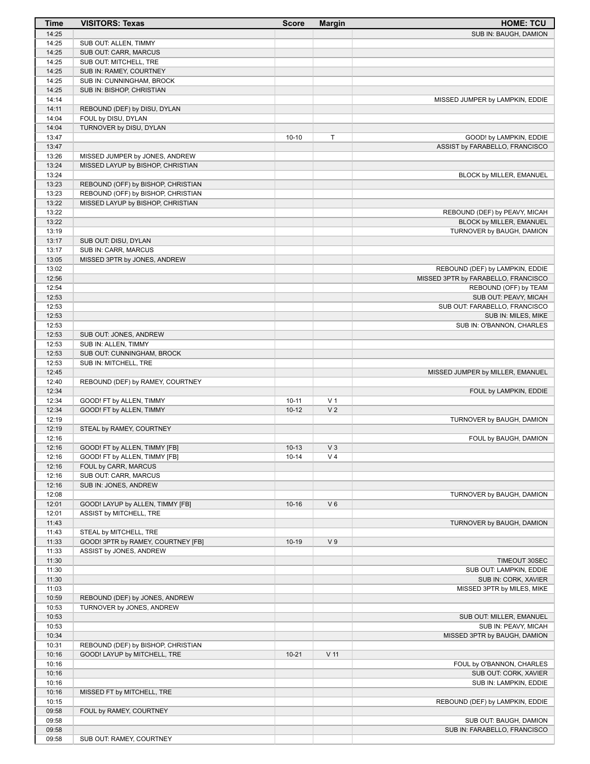| Time | VISITORS: Texas | Score | Margin | HOME: TCU |
|---|---|---|---|---|
| 14:25 | | | | SUB IN: BAUGH, DAMION |
| 14:25 | SUB OUT: ALLEN, TIMMY | | | |
| 14:25 | SUB OUT: CARR, MARCUS | | | |
| 14:25 | SUB OUT: MITCHELL, TRE | | | |
| 14:25 | SUB IN: RAMEY, COURTNEY | | | |
| 14:25 | SUB IN: CUNNINGHAM, BROCK | | | |
| 14:25 | SUB IN: BISHOP, CHRISTIAN | | | |
| 14:14 | | | | MISSED JUMPER by LAMPKIN, EDDIE |
| 14:11 | REBOUND (DEF) by DISU, DYLAN | | | |
| 14:04 | FOUL by DISU, DYLAN | | | |
| 14:04 | TURNOVER by DISU, DYLAN | | | |
| 13:47 | | 10-10 | T | GOOD! by LAMPKIN, EDDIE |
| 13:47 | | | | ASSIST by FARABELLO, FRANCISCO |
| 13:26 | MISSED JUMPER by JONES, ANDREW | | | |
| 13:24 | MISSED LAYUP by BISHOP, CHRISTIAN | | | |
| 13:24 | | | | BLOCK by MILLER, EMANUEL |
| 13:23 | REBOUND (OFF) by BISHOP, CHRISTIAN | | | |
| 13:23 | REBOUND (OFF) by BISHOP, CHRISTIAN | | | |
| 13:22 | MISSED LAYUP by BISHOP, CHRISTIAN | | | |
| 13:22 | | | | REBOUND (DEF) by PEAVY, MICAH |
| 13:22 | | | | BLOCK by MILLER, EMANUEL |
| 13:19 | | | | TURNOVER by BAUGH, DAMION |
| 13:17 | SUB OUT: DISU, DYLAN | | | |
| 13:17 | SUB IN: CARR, MARCUS | | | |
| 13:05 | MISSED 3PTR by JONES, ANDREW | | | |
| 13:02 | | | | REBOUND (DEF) by LAMPKIN, EDDIE |
| 12:56 | | | | MISSED 3PTR by FARABELLO, FRANCISCO |
| 12:54 | | | | REBOUND (OFF) by TEAM |
| 12:53 | | | | SUB OUT: PEAVY, MICAH |
| 12:53 | | | | SUB OUT: FARABELLO, FRANCISCO |
| 12:53 | | | | SUB IN: MILES, MIKE |
| 12:53 | | | | SUB IN: O'BANNON, CHARLES |
| 12:53 | SUB OUT: JONES, ANDREW | | | |
| 12:53 | SUB IN: ALLEN, TIMMY | | | |
| 12:53 | SUB OUT: CUNNINGHAM, BROCK | | | |
| 12:53 | SUB IN: MITCHELL, TRE | | | |
| 12:45 | | | | MISSED JUMPER by MILLER, EMANUEL |
| 12:40 | REBOUND (DEF) by RAMEY, COURTNEY | | | |
| 12:34 | | | | FOUL by LAMPKIN, EDDIE |
| 12:34 | GOOD! FT by ALLEN, TIMMY | 10-11 | V 1 | |
| 12:34 | GOOD! FT by ALLEN, TIMMY | 10-12 | V 2 | |
| 12:19 | | | | TURNOVER by BAUGH, DAMION |
| 12:19 | STEAL by RAMEY, COURTNEY | | | |
| 12:16 | | | | FOUL by BAUGH, DAMION |
| 12:16 | GOOD! FT by ALLEN, TIMMY [FB] | 10-13 | V 3 | |
| 12:16 | GOOD! FT by ALLEN, TIMMY [FB] | 10-14 | V 4 | |
| 12:16 | FOUL by CARR, MARCUS | | | |
| 12:16 | SUB OUT: CARR, MARCUS | | | |
| 12:16 | SUB IN: JONES, ANDREW | | | |
| 12:08 | | | | TURNOVER by BAUGH, DAMION |
| 12:01 | GOOD! LAYUP by ALLEN, TIMMY [FB] | 10-16 | V 6 | |
| 12:01 | ASSIST by MITCHELL, TRE | | | |
| 11:43 | | | | TURNOVER by BAUGH, DAMION |
| 11:43 | STEAL by MITCHELL, TRE | | | |
| 11:33 | GOOD! 3PTR by RAMEY, COURTNEY [FB] | 10-19 | V 9 | |
| 11:33 | ASSIST by JONES, ANDREW | | | |
| 11:30 | | | | TIMEOUT 30SEC |
| 11:30 | | | | SUB OUT: LAMPKIN, EDDIE |
| 11:30 | | | | SUB IN: CORK, XAVIER |
| 11:03 | | | | MISSED 3PTR by MILES, MIKE |
| 10:59 | REBOUND (DEF) by JONES, ANDREW | | | |
| 10:53 | TURNOVER by JONES, ANDREW | | | |
| 10:53 | | | | SUB OUT: MILLER, EMANUEL |
| 10:53 | | | | SUB IN: PEAVY, MICAH |
| 10:34 | | | | MISSED 3PTR by BAUGH, DAMION |
| 10:31 | REBOUND (DEF) by BISHOP, CHRISTIAN | | | |
| 10:16 | GOOD! LAYUP by MITCHELL, TRE | 10-21 | V 11 | |
| 10:16 | | | | FOUL by O'BANNON, CHARLES |
| 10:16 | | | | SUB OUT: CORK, XAVIER |
| 10:16 | | | | SUB IN: LAMPKIN, EDDIE |
| 10:16 | MISSED FT by MITCHELL, TRE | | | |
| 10:15 | | | | REBOUND (DEF) by LAMPKIN, EDDIE |
| 09:58 | FOUL by RAMEY, COURTNEY | | | |
| 09:58 | | | | SUB OUT: BAUGH, DAMION |
| 09:58 | | | | SUB IN: FARABELLO, FRANCISCO |
| 09:58 | SUB OUT: RAMEY, COURTNEY | | | |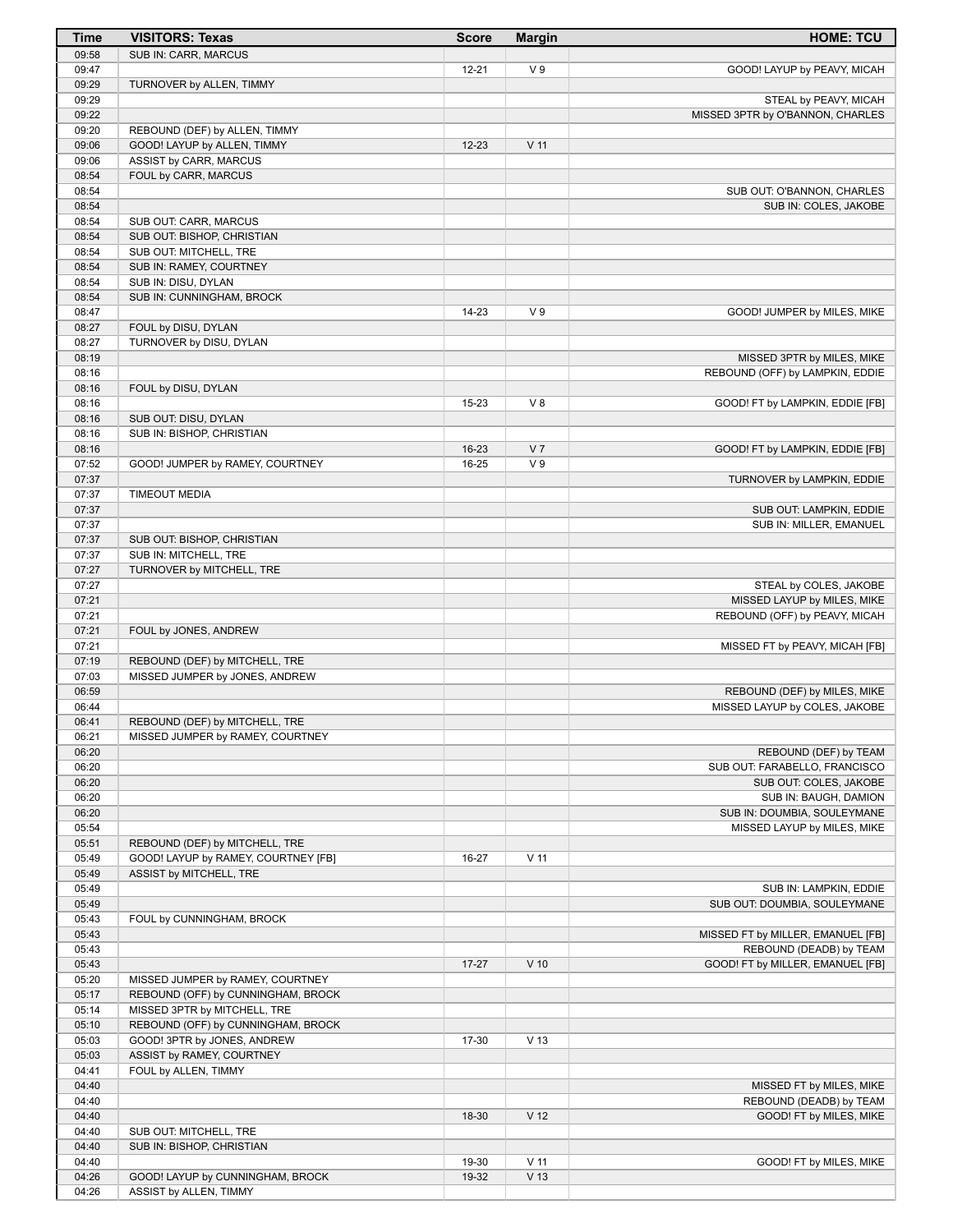| Time | VISITORS: Texas | Score | Margin | HOME: TCU |
|---|---|---|---|---|
| 09:58 | SUB IN: CARR, MARCUS | | | |
| 09:47 | | 12-21 | V 9 | GOOD! LAYUP by PEAVY, MICAH |
| 09:29 | TURNOVER by ALLEN, TIMMY | | | |
| 09:29 | | | | STEAL by PEAVY, MICAH |
| 09:22 | | | | MISSED 3PTR by O'BANNON, CHARLES |
| 09:20 | REBOUND (DEF) by ALLEN, TIMMY | | | |
| 09:06 | GOOD! LAYUP by ALLEN, TIMMY | 12-23 | V 11 | |
| 09:06 | ASSIST by CARR, MARCUS | | | |
| 08:54 | FOUL by CARR, MARCUS | | | |
| 08:54 | | | | SUB OUT: O'BANNON, CHARLES |
| 08:54 | | | | SUB IN: COLES, JAKOBE |
| 08:54 | SUB OUT: CARR, MARCUS | | | |
| 08:54 | SUB OUT: BISHOP, CHRISTIAN | | | |
| 08:54 | SUB OUT: MITCHELL, TRE | | | |
| 08:54 | SUB IN: RAMEY, COURTNEY | | | |
| 08:54 | SUB IN: DISU, DYLAN | | | |
| 08:54 | SUB IN: CUNNINGHAM, BROCK | | | |
| 08:47 | | 14-23 | V 9 | GOOD! JUMPER by MILES, MIKE |
| 08:27 | FOUL by DISU, DYLAN | | | |
| 08:27 | TURNOVER by DISU, DYLAN | | | |
| 08:19 | | | | MISSED 3PTR by MILES, MIKE |
| 08:16 | | | | REBOUND (OFF) by LAMPKIN, EDDIE |
| 08:16 | FOUL by DISU, DYLAN | | | |
| 08:16 | | 15-23 | V 8 | GOOD! FT by LAMPKIN, EDDIE [FB] |
| 08:16 | SUB OUT: DISU, DYLAN | | | |
| 08:16 | SUB IN: BISHOP, CHRISTIAN | | | |
| 08:16 | | 16-23 | V 7 | GOOD! FT by LAMPKIN, EDDIE [FB] |
| 07:52 | GOOD! JUMPER by RAMEY, COURTNEY | 16-25 | V 9 | |
| 07:37 | | | | TURNOVER by LAMPKIN, EDDIE |
| 07:37 | TIMEOUT MEDIA | | | |
| 07:37 | | | | SUB OUT: LAMPKIN, EDDIE |
| 07:37 | | | | SUB IN: MILLER, EMANUEL |
| 07:37 | SUB OUT: BISHOP, CHRISTIAN | | | |
| 07:37 | SUB IN: MITCHELL, TRE | | | |
| 07:27 | TURNOVER by MITCHELL, TRE | | | |
| 07:27 | | | | STEAL by COLES, JAKOBE |
| 07:21 | | | | MISSED LAYUP by MILES, MIKE |
| 07:21 | | | | REBOUND (OFF) by PEAVY, MICAH |
| 07:21 | FOUL by JONES, ANDREW | | | |
| 07:21 | | | | MISSED FT by PEAVY, MICAH [FB] |
| 07:19 | REBOUND (DEF) by MITCHELL, TRE | | | |
| 07:03 | MISSED JUMPER by JONES, ANDREW | | | |
| 06:59 | | | | REBOUND (DEF) by MILES, MIKE |
| 06:44 | | | | MISSED LAYUP by COLES, JAKOBE |
| 06:41 | REBOUND (DEF) by MITCHELL, TRE | | | |
| 06:21 | MISSED JUMPER by RAMEY, COURTNEY | | | |
| 06:20 | | | | REBOUND (DEF) by TEAM |
| 06:20 | | | | SUB OUT: FARABELLO, FRANCISCO |
| 06:20 | | | | SUB OUT: COLES, JAKOBE |
| 06:20 | | | | SUB IN: BAUGH, DAMION |
| 06:20 | | | | SUB IN: DOUMBIA, SOULEYMANE |
| 05:54 | | | | MISSED LAYUP by MILES, MIKE |
| 05:51 | REBOUND (DEF) by MITCHELL, TRE | | | |
| 05:49 | GOOD! LAYUP by RAMEY, COURTNEY [FB] | 16-27 | V 11 | |
| 05:49 | ASSIST by MITCHELL, TRE | | | |
| 05:49 | | | | SUB IN: LAMPKIN, EDDIE |
| 05:49 | | | | SUB OUT: DOUMBIA, SOULEYMANE |
| 05:43 | FOUL by CUNNINGHAM, BROCK | | | |
| 05:43 | | | | MISSED FT by MILLER, EMANUEL [FB] |
| 05:43 | | | | REBOUND (DEADB) by TEAM |
| 05:43 | | 17-27 | V 10 | GOOD! FT by MILLER, EMANUEL [FB] |
| 05:20 | MISSED JUMPER by RAMEY, COURTNEY | | | |
| 05:17 | REBOUND (OFF) by CUNNINGHAM, BROCK | | | |
| 05:14 | MISSED 3PTR by MITCHELL, TRE | | | |
| 05:10 | REBOUND (OFF) by CUNNINGHAM, BROCK | | | |
| 05:03 | GOOD! 3PTR by JONES, ANDREW | 17-30 | V 13 | |
| 05:03 | ASSIST by RAMEY, COURTNEY | | | |
| 04:41 | FOUL by ALLEN, TIMMY | | | |
| 04:40 | | | | MISSED FT by MILES, MIKE |
| 04:40 | | | | REBOUND (DEADB) by TEAM |
| 04:40 | | 18-30 | V 12 | GOOD! FT by MILES, MIKE |
| 04:40 | SUB OUT: MITCHELL, TRE | | | |
| 04:40 | SUB IN: BISHOP, CHRISTIAN | | | |
| 04:40 | | 19-30 | V 11 | GOOD! FT by MILES, MIKE |
| 04:26 | GOOD! LAYUP by CUNNINGHAM, BROCK | 19-32 | V 13 | |
| 04:26 | ASSIST by ALLEN, TIMMY | | | |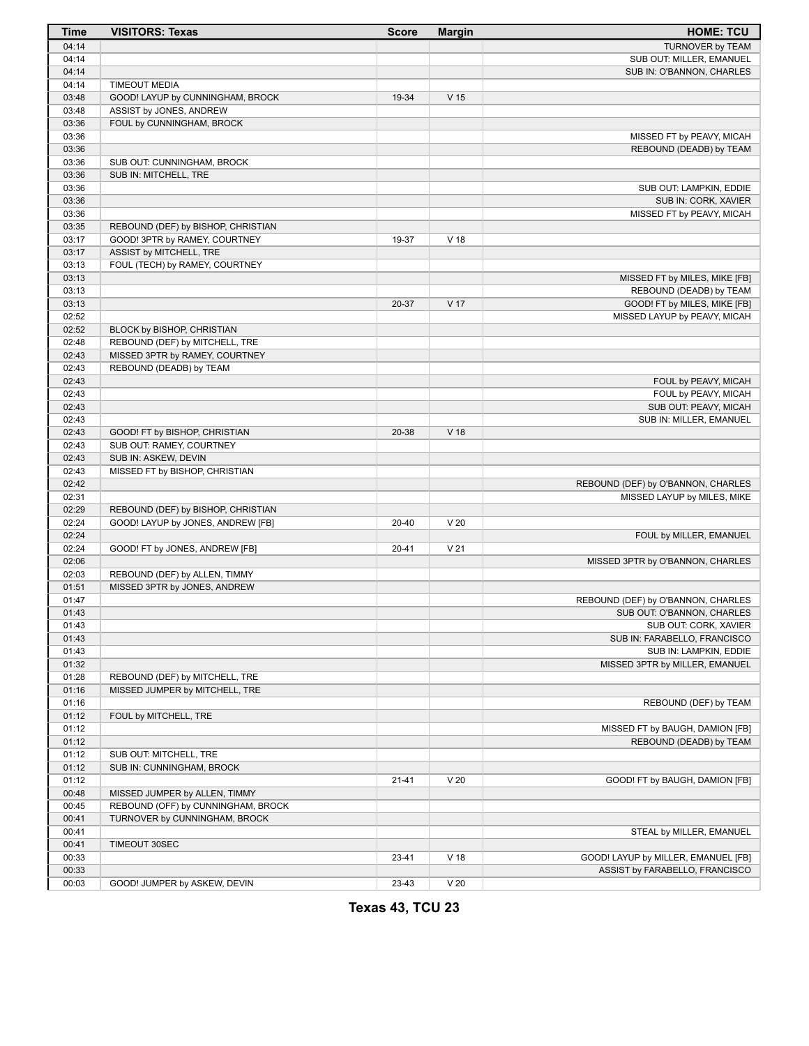| Time | VISITORS: Texas | Score | Margin | HOME: TCU |
| --- | --- | --- | --- | --- |
| 04:14 | | | | TURNOVER by TEAM |
| 04:14 | | | | SUB OUT: MILLER, EMANUEL |
| 04:14 | | | | SUB IN: O'BANNON, CHARLES |
| 04:14 | TIMEOUT MEDIA | | | |
| 03:48 | GOOD! LAYUP by CUNNINGHAM, BROCK | 19-34 | V 15 | |
| 03:48 | ASSIST by JONES, ANDREW | | | |
| 03:36 | FOUL by CUNNINGHAM, BROCK | | | |
| 03:36 | | | | MISSED FT by PEAVY, MICAH |
| 03:36 | | | | REBOUND (DEADB) by TEAM |
| 03:36 | SUB OUT: CUNNINGHAM, BROCK | | | |
| 03:36 | SUB IN: MITCHELL, TRE | | | |
| 03:36 | | | | SUB OUT: LAMPKIN, EDDIE |
| 03:36 | | | | SUB IN: CORK, XAVIER |
| 03:36 | | | | MISSED FT by PEAVY, MICAH |
| 03:35 | REBOUND (DEF) by BISHOP, CHRISTIAN | | | |
| 03:17 | GOOD! 3PTR by RAMEY, COURTNEY | 19-37 | V 18 | |
| 03:17 | ASSIST by MITCHELL, TRE | | | |
| 03:13 | FOUL (TECH) by RAMEY, COURTNEY | | | |
| 03:13 | | | | MISSED FT by MILES, MIKE [FB] |
| 03:13 | | | | REBOUND (DEADB) by TEAM |
| 03:13 | | 20-37 | V 17 | GOOD! FT by MILES, MIKE [FB] |
| 02:52 | | | | MISSED LAYUP by PEAVY, MICAH |
| 02:52 | BLOCK by BISHOP, CHRISTIAN | | | |
| 02:48 | REBOUND (DEF) by MITCHELL, TRE | | | |
| 02:43 | MISSED 3PTR by RAMEY, COURTNEY | | | |
| 02:43 | REBOUND (DEADB) by TEAM | | | |
| 02:43 | | | | FOUL by PEAVY, MICAH |
| 02:43 | | | | FOUL by PEAVY, MICAH |
| 02:43 | | | | SUB OUT: PEAVY, MICAH |
| 02:43 | | | | SUB IN: MILLER, EMANUEL |
| 02:43 | GOOD! FT by BISHOP, CHRISTIAN | 20-38 | V 18 | |
| 02:43 | SUB OUT: RAMEY, COURTNEY | | | |
| 02:43 | SUB IN: ASKEW, DEVIN | | | |
| 02:43 | MISSED FT by BISHOP, CHRISTIAN | | | |
| 02:42 | | | | REBOUND (DEF) by O'BANNON, CHARLES |
| 02:31 | | | | MISSED LAYUP by MILES, MIKE |
| 02:29 | REBOUND (DEF) by BISHOP, CHRISTIAN | | | |
| 02:24 | GOOD! LAYUP by JONES, ANDREW [FB] | 20-40 | V 20 | |
| 02:24 | | | | FOUL by MILLER, EMANUEL |
| 02:24 | GOOD! FT by JONES, ANDREW [FB] | 20-41 | V 21 | |
| 02:06 | | | | MISSED 3PTR by O'BANNON, CHARLES |
| 02:03 | REBOUND (DEF) by ALLEN, TIMMY | | | |
| 01:51 | MISSED 3PTR by JONES, ANDREW | | | |
| 01:47 | | | | REBOUND (DEF) by O'BANNON, CHARLES |
| 01:43 | | | | SUB OUT: O'BANNON, CHARLES |
| 01:43 | | | | SUB OUT: CORK, XAVIER |
| 01:43 | | | | SUB IN: FARABELLO, FRANCISCO |
| 01:43 | | | | SUB IN: LAMPKIN, EDDIE |
| 01:32 | | | | MISSED 3PTR by MILLER, EMANUEL |
| 01:28 | REBOUND (DEF) by MITCHELL, TRE | | | |
| 01:16 | MISSED JUMPER by MITCHELL, TRE | | | |
| 01:16 | | | | REBOUND (DEF) by TEAM |
| 01:12 | FOUL by MITCHELL, TRE | | | |
| 01:12 | | | | MISSED FT by BAUGH, DAMION [FB] |
| 01:12 | | | | REBOUND (DEADB) by TEAM |
| 01:12 | SUB OUT: MITCHELL, TRE | | | |
| 01:12 | SUB IN: CUNNINGHAM, BROCK | | | |
| 01:12 | | 21-41 | V 20 | GOOD! FT by BAUGH, DAMION [FB] |
| 00:48 | MISSED JUMPER by ALLEN, TIMMY | | | |
| 00:45 | REBOUND (OFF) by CUNNINGHAM, BROCK | | | |
| 00:41 | TURNOVER by CUNNINGHAM, BROCK | | | |
| 00:41 | | | | STEAL by MILLER, EMANUEL |
| 00:41 | TIMEOUT 30SEC | | | |
| 00:33 | | 23-41 | V 18 | GOOD! LAYUP by MILLER, EMANUEL [FB] |
| 00:33 | | | | ASSIST by FARABELLO, FRANCISCO |
| 00:03 | GOOD! JUMPER by ASKEW, DEVIN | 23-43 | V 20 | |

**Texas 43, TCU 23**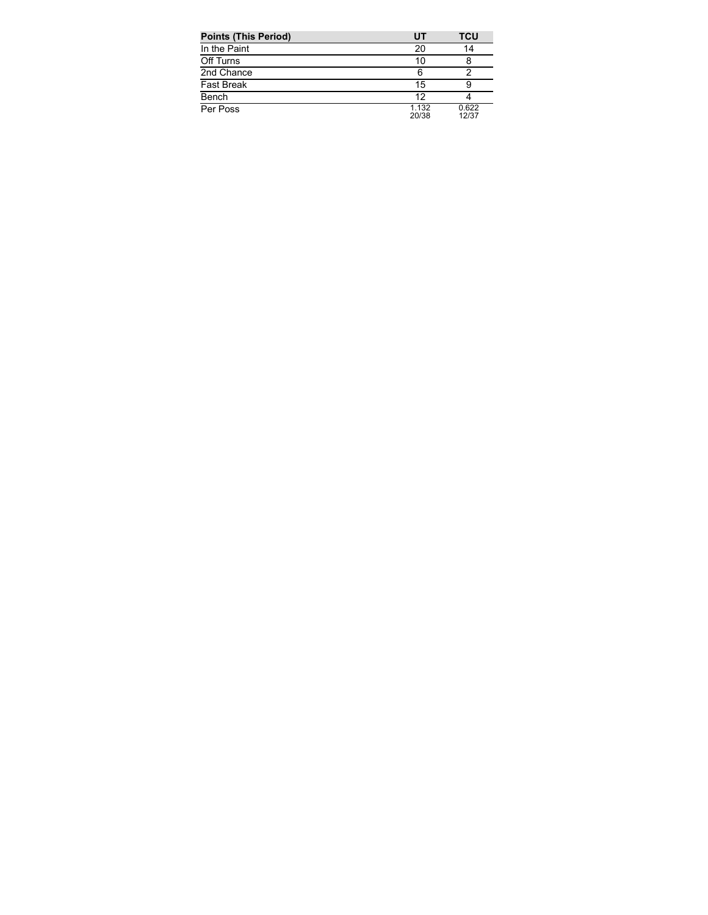| Points (This Period) | UT | TCU |
| --- | --- | --- |
| In the Paint | 20 | 14 |
| Off Turns | 10 | 8 |
| 2nd Chance | 6 | 2 |
| Fast Break | 15 | 9 |
| Bench | 12 | 4 |
| Per Poss | 1.132 20/38 | 0.622 12/37 |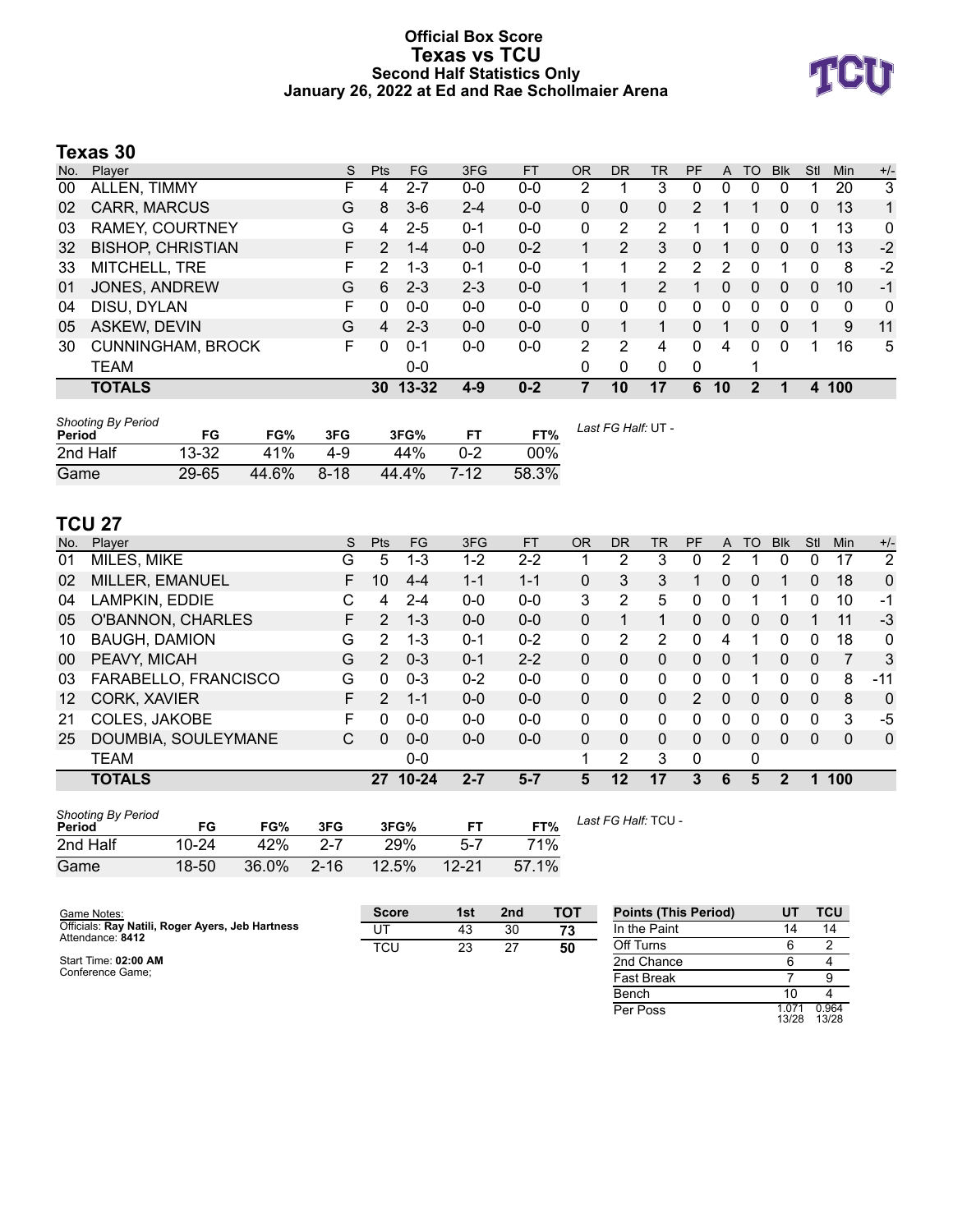# Official Box Score
# Texas vs TCU
## Second Half Statistics Only
## January 26, 2022 at Ed and Rae Schollmaier Arena

## Texas 30

| No. | Player | S | Pts | FG | 3FG | FT | OR | DR | TR | PF | A | TO | Blk | Stl | Min | +/- |
|---|---|---|---|---|---|---|---|---|---|---|---|---|---|---|---|---|
| 00 | ALLEN, TIMMY | F | 4 | 2-7 | 0-0 | 0-0 | 2 | 1 | 3 | 0 | 0 | 0 | 0 | 1 | 20 | 3 |
| 02 | CARR, MARCUS | G | 8 | 3-6 | 2-4 | 0-0 | 0 | 0 | 0 | 2 | 1 | 1 | 0 | 0 | 13 | 1 |
| 03 | RAMEY, COURTNEY | G | 4 | 2-5 | 0-1 | 0-0 | 0 | 2 | 2 | 1 | 1 | 0 | 0 | 1 | 13 | 0 |
| 32 | BISHOP, CHRISTIAN | F | 2 | 1-4 | 0-0 | 0-2 | 1 | 2 | 3 | 0 | 1 | 0 | 0 | 0 | 13 | -2 |
| 33 | MITCHELL, TRE | F | 2 | 1-3 | 0-1 | 0-0 | 1 | 1 | 2 | 2 | 2 | 0 | 1 | 0 | 8 | -2 |
| 01 | JONES, ANDREW | G | 6 | 2-3 | 2-3 | 0-0 | 1 | 1 | 2 | 1 | 0 | 0 | 0 | 0 | 10 | -1 |
| 04 | DISU, DYLAN | F | 0 | 0-0 | 0-0 | 0-0 | 0 | 0 | 0 | 0 | 0 | 0 | 0 | 0 | 0 | 0 |
| 05 | ASKEW, DEVIN | G | 4 | 2-3 | 0-0 | 0-0 | 0 | 1 | 1 | 0 | 1 | 0 | 0 | 1 | 9 | 11 |
| 30 | CUNNINGHAM, BROCK | F | 0 | 0-1 | 0-0 | 0-0 | 2 | 2 | 4 | 0 | 4 | 0 | 0 | 1 | 16 | 5 |
| | TEAM | | | 0-0 | | | 0 | 0 | 0 | 0 | | 1 | | | | |
| | **TOTALS** | | **30** | **13-32** | **4-9** | **0-2** | **7** | **10** | **17** | **6** | **10** | **2** | **1** | **4** | **100** | |

*Shooting By Period*

| Period | FG | FG% | 3FG | 3FG% | FT | FT% |
|---|---|---|---|---|---|---|
| 2nd Half | 13-32 | 41% | 4-9 | 44% | 0-2 | 00% |
| Game | 29-65 | 44.6% | 8-18 | 44.4% | 7-12 | 58.3% |

*Last FG Half:* UT -

## TCU 27

| No. | Player | S | Pts | FG | 3FG | FT | OR | DR | TR | PF | A | TO | Blk | Stl | Min | +/- |
|---|---|---|---|---|---|---|---|---|---|---|---|---|---|---|---|---|
| 01 | MILES, MIKE | G | 5 | 1-3 | 1-2 | 2-2 | 1 | 2 | 3 | 0 | 2 | 1 | 0 | 0 | 17 | 2 |
| 02 | MILLER, EMANUEL | F | 10 | 4-4 | 1-1 | 1-1 | 0 | 3 | 3 | 1 | 0 | 0 | 1 | 0 | 18 | 0 |
| 04 | LAMPKIN, EDDIE | C | 4 | 2-4 | 0-0 | 0-0 | 3 | 2 | 5 | 0 | 0 | 1 | 1 | 0 | 10 | -1 |
| 05 | O'BANNON, CHARLES | F | 2 | 1-3 | 0-0 | 0-0 | 0 | 1 | 1 | 0 | 0 | 0 | 0 | 1 | 11 | -3 |
| 10 | BAUGH, DAMION | G | 2 | 1-3 | 0-1 | 0-2 | 0 | 2 | 2 | 0 | 4 | 1 | 0 | 0 | 18 | 0 |
| 00 | PEAVY, MICAH | G | 2 | 0-3 | 0-1 | 2-2 | 0 | 0 | 0 | 0 | 0 | 1 | 0 | 0 | 7 | 3 |
| 03 | FARABELLO, FRANCISCO | G | 0 | 0-3 | 0-2 | 0-0 | 0 | 0 | 0 | 0 | 0 | 1 | 0 | 0 | 8 | -11 |
| 12 | CORK, XAVIER | F | 2 | 1-1 | 0-0 | 0-0 | 0 | 0 | 0 | 2 | 0 | 0 | 0 | 0 | 8 | 0 |
| 21 | COLES, JAKOBE | F | 0 | 0-0 | 0-0 | 0-0 | 0 | 0 | 0 | 0 | 0 | 0 | 0 | 0 | 3 | -5 |
| 25 | DOUMBIA, SOULEYMANE | C | 0 | 0-0 | 0-0 | 0-0 | 0 | 0 | 0 | 0 | 0 | 0 | 0 | 0 | 0 | 0 |
| | TEAM | | | 0-0 | | | 1 | 2 | 3 | 0 | | 0 | | | | |
| | **TOTALS** | | **27** | **10-24** | **2-7** | **5-7** | **5** | **12** | **17** | **3** | **6** | **5** | **2** | **1** | **100** | |

*Shooting By Period*

| Period | FG | FG% | 3FG | 3FG% | FT | FT% |
|---|---|---|---|---|---|---|
| 2nd Half | 10-24 | 42% | 2-7 | 29% | 5-7 | 71% |
| Game | 18-50 | 36.0% | 2-16 | 12.5% | 12-21 | 57.1% |

*Last FG Half:* TCU -

Game Notes:
Officials: **Ray Natili, Roger Ayers, Jeb Hartness**
Attendance: **8412**

Start Time: **02:00 AM**
Conference Game;

| Score | 1st | 2nd | TOT |
|---|---|---|---|
| UT | 43 | 30 | **73** |
| TCU | 23 | 27 | **50** |

| Points (This Period) | UT | TCU |
|---|---|---|
| In the Paint | 14 | 14 |
| Off Turns | 6 | 2 |
| 2nd Chance | 6 | 4 |
| Fast Break | 7 | 9 |
| Bench | 10 | 4 |
| Per Poss | 1.071 13/28 | 0.964 13/28 |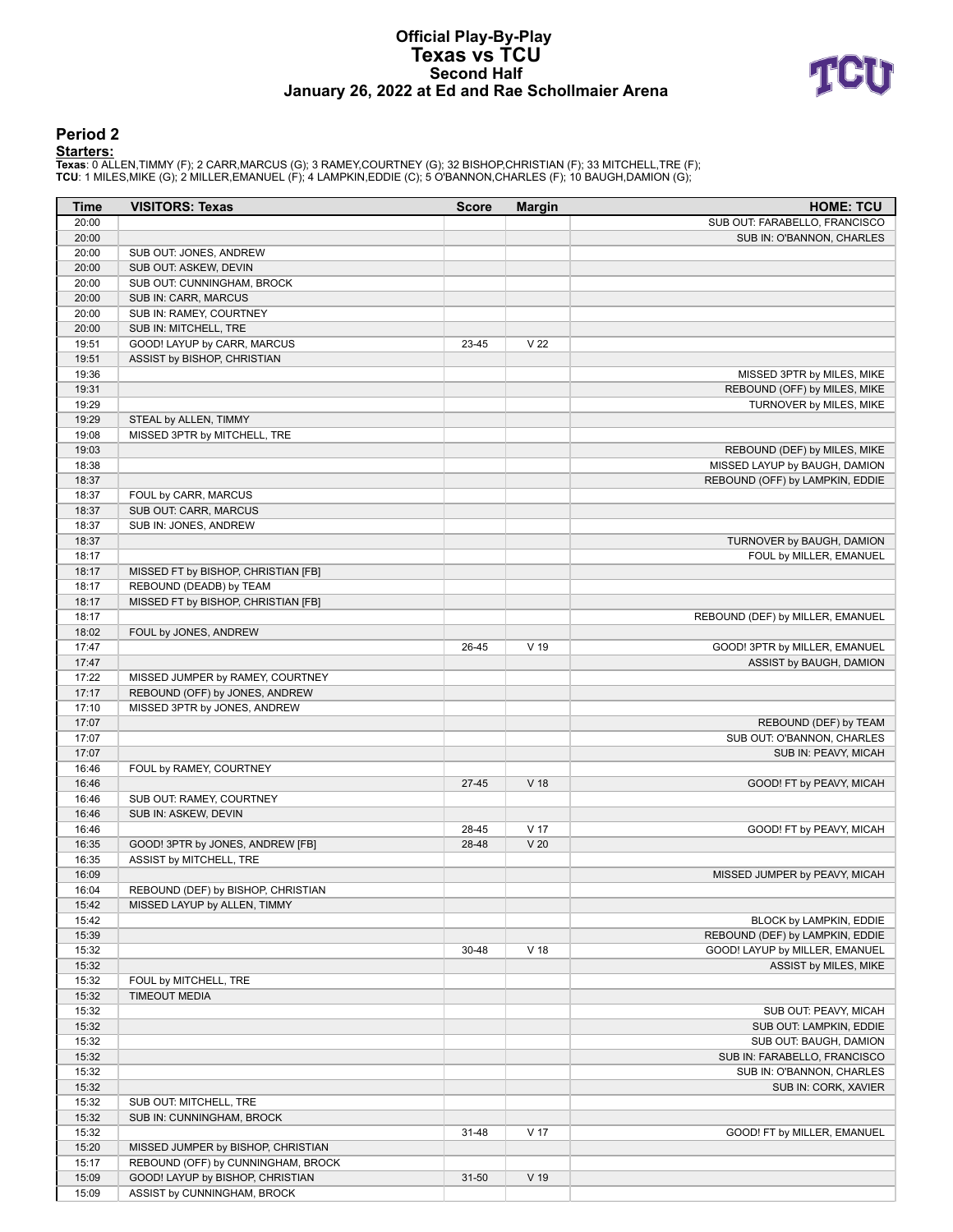# Official Play-By-Play
# Texas vs TCU
## Second Half
### January 26, 2022 at Ed and Rae Schollmaier Arena

## Period 2

**Starters:**

**Texas**: 0 ALLEN,TIMMY (F); 2 CARR,MARCUS (G); 3 RAMEY,COURTNEY (G); 32 BISHOP,CHRISTIAN (F); 33 MITCHELL,TRE (F);
**TCU**: 1 MILES,MIKE (G); 2 MILLER,EMANUEL (F); 4 LAMPKIN,EDDIE (C); 5 O'BANNON,CHARLES (F); 10 BAUGH,DAMION (G);

| Time | VISITORS: Texas | Score | Margin | HOME: TCU |
|---|---|---|---|---|
| 20:00 | | | | SUB OUT: FARABELLO, FRANCISCO |
| 20:00 | | | | SUB IN: O'BANNON, CHARLES |
| 20:00 | SUB OUT: JONES, ANDREW | | | |
| 20:00 | SUB OUT: ASKEW, DEVIN | | | |
| 20:00 | SUB OUT: CUNNINGHAM, BROCK | | | |
| 20:00 | SUB IN: CARR, MARCUS | | | |
| 20:00 | SUB IN: RAMEY, COURTNEY | | | |
| 20:00 | SUB IN: MITCHELL, TRE | | | |
| 19:51 | GOOD! LAYUP by CARR, MARCUS | 23-45 | V 22 | |
| 19:51 | ASSIST by BISHOP, CHRISTIAN | | | |
| 19:36 | | | | MISSED 3PTR by MILES, MIKE |
| 19:31 | | | | REBOUND (OFF) by MILES, MIKE |
| 19:29 | | | | TURNOVER by MILES, MIKE |
| 19:29 | STEAL by ALLEN, TIMMY | | | |
| 19:08 | MISSED 3PTR by MITCHELL, TRE | | | |
| 19:03 | | | | REBOUND (DEF) by MILES, MIKE |
| 18:38 | | | | MISSED LAYUP by BAUGH, DAMION |
| 18:37 | | | | REBOUND (OFF) by LAMPKIN, EDDIE |
| 18:37 | FOUL by CARR, MARCUS | | | |
| 18:37 | SUB OUT: CARR, MARCUS | | | |
| 18:37 | SUB IN: JONES, ANDREW | | | |
| 18:37 | | | | TURNOVER by BAUGH, DAMION |
| 18:17 | | | | FOUL by MILLER, EMANUEL |
| 18:17 | MISSED FT by BISHOP, CHRISTIAN [FB] | | | |
| 18:17 | REBOUND (DEADB) by TEAM | | | |
| 18:17 | MISSED FT by BISHOP, CHRISTIAN [FB] | | | |
| 18:17 | | | | REBOUND (DEF) by MILLER, EMANUEL |
| 18:02 | FOUL by JONES, ANDREW | | | |
| 17:47 | | 26-45 | V 19 | GOOD! 3PTR by MILLER, EMANUEL |
| 17:47 | | | | ASSIST by BAUGH, DAMION |
| 17:22 | MISSED JUMPER by RAMEY, COURTNEY | | | |
| 17:17 | REBOUND (OFF) by JONES, ANDREW | | | |
| 17:10 | MISSED 3PTR by JONES, ANDREW | | | |
| 17:07 | | | | REBOUND (DEF) by TEAM |
| 17:07 | | | | SUB OUT: O'BANNON, CHARLES |
| 17:07 | | | | SUB IN: PEAVY, MICAH |
| 16:46 | FOUL by RAMEY, COURTNEY | | | |
| 16:46 | | 27-45 | V 18 | GOOD! FT by PEAVY, MICAH |
| 16:46 | SUB OUT: RAMEY, COURTNEY | | | |
| 16:46 | SUB IN: ASKEW, DEVIN | | | |
| 16:46 | | 28-45 | V 17 | GOOD! FT by PEAVY, MICAH |
| 16:35 | GOOD! 3PTR by JONES, ANDREW [FB] | 28-48 | V 20 | |
| 16:35 | ASSIST by MITCHELL, TRE | | | |
| 16:09 | | | | MISSED JUMPER by PEAVY, MICAH |
| 16:04 | REBOUND (DEF) by BISHOP, CHRISTIAN | | | |
| 15:42 | MISSED LAYUP by ALLEN, TIMMY | | | |
| 15:42 | | | | BLOCK by LAMPKIN, EDDIE |
| 15:39 | | | | REBOUND (DEF) by LAMPKIN, EDDIE |
| 15:32 | | 30-48 | V 18 | GOOD! LAYUP by MILLER, EMANUEL |
| 15:32 | | | | ASSIST by MILES, MIKE |
| 15:32 | FOUL by MITCHELL, TRE | | | |
| 15:32 | TIMEOUT MEDIA | | | |
| 15:32 | | | | SUB OUT: PEAVY, MICAH |
| 15:32 | | | | SUB OUT: LAMPKIN, EDDIE |
| 15:32 | | | | SUB OUT: BAUGH, DAMION |
| 15:32 | | | | SUB IN: FARABELLO, FRANCISCO |
| 15:32 | | | | SUB IN: O'BANNON, CHARLES |
| 15:32 | | | | SUB IN: CORK, XAVIER |
| 15:32 | SUB OUT: MITCHELL, TRE | | | |
| 15:32 | SUB IN: CUNNINGHAM, BROCK | | | |
| 15:32 | | 31-48 | V 17 | GOOD! FT by MILLER, EMANUEL |
| 15:20 | MISSED JUMPER by BISHOP, CHRISTIAN | | | |
| 15:17 | REBOUND (OFF) by CUNNINGHAM, BROCK | | | |
| 15:09 | GOOD! LAYUP by BISHOP, CHRISTIAN | 31-50 | V 19 | |
| 15:09 | ASSIST by CUNNINGHAM, BROCK | | | |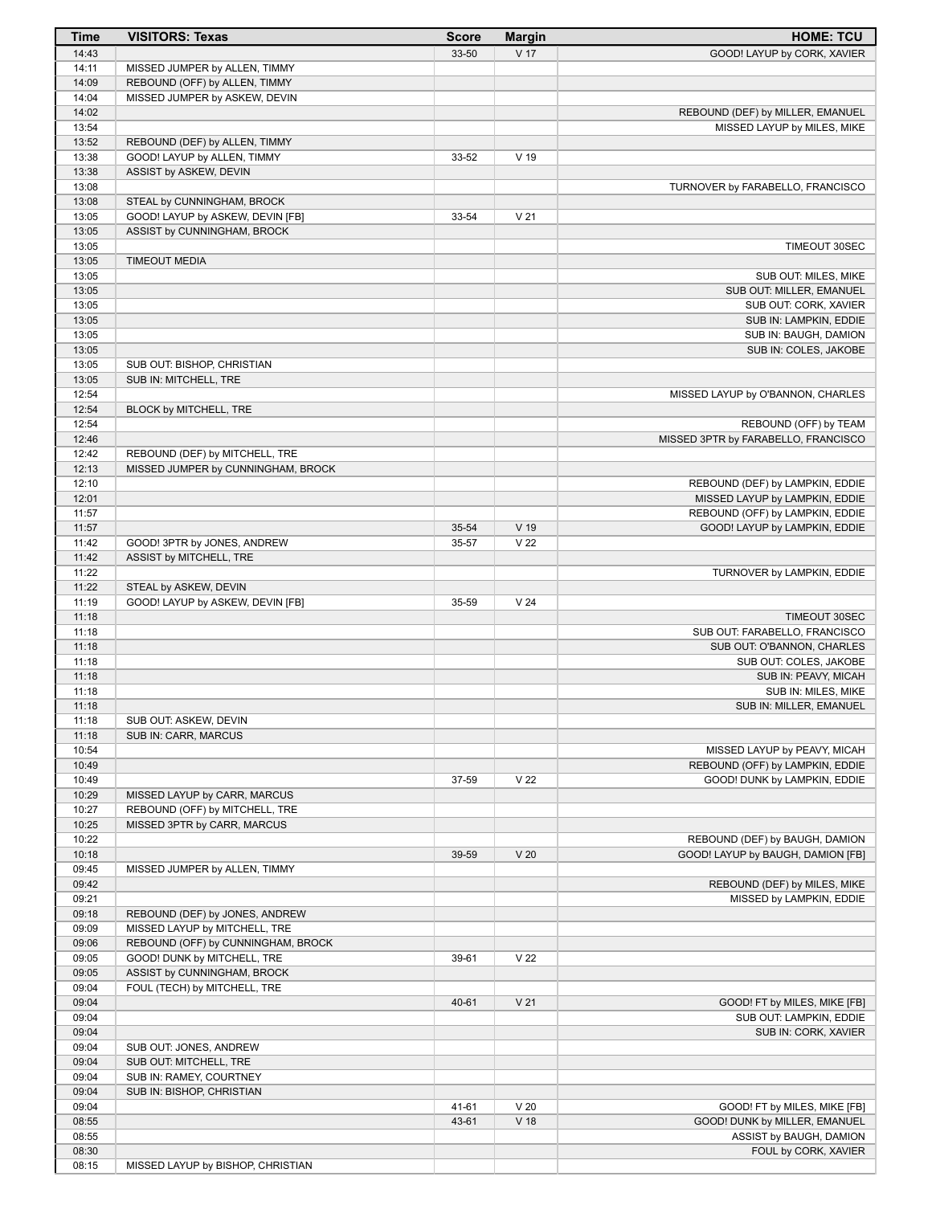| Time | VISITORS: Texas | Score | Margin | HOME: TCU |
|---|---|---|---|---|
| 14:43 | | 33-50 | V 17 | GOOD! LAYUP by CORK, XAVIER |
| 14:11 | MISSED JUMPER by ALLEN, TIMMY | | | |
| 14:09 | REBOUND (OFF) by ALLEN, TIMMY | | | |
| 14:04 | MISSED JUMPER by ASKEW, DEVIN | | | |
| 14:02 | | | | REBOUND (DEF) by MILLER, EMANUEL |
| 13:54 | | | | MISSED LAYUP by MILES, MIKE |
| 13:52 | REBOUND (DEF) by ALLEN, TIMMY | | | |
| 13:38 | GOOD! LAYUP by ALLEN, TIMMY | 33-52 | V 19 | |
| 13:38 | ASSIST by ASKEW, DEVIN | | | |
| 13:08 | | | | TURNOVER by FARABELLO, FRANCISCO |
| 13:08 | STEAL by CUNNINGHAM, BROCK | | | |
| 13:05 | GOOD! LAYUP by ASKEW, DEVIN [FB] | 33-54 | V 21 | |
| 13:05 | ASSIST by CUNNINGHAM, BROCK | | | |
| 13:05 | | | | TIMEOUT 30SEC |
| 13:05 | TIMEOUT MEDIA | | | |
| 13:05 | | | | SUB OUT: MILES, MIKE |
| 13:05 | | | | SUB OUT: MILLER, EMANUEL |
| 13:05 | | | | SUB OUT: CORK, XAVIER |
| 13:05 | | | | SUB IN: LAMPKIN, EDDIE |
| 13:05 | | | | SUB IN: BAUGH, DAMION |
| 13:05 | | | | SUB IN: COLES, JAKOBE |
| 13:05 | SUB OUT: BISHOP, CHRISTIAN | | | |
| 13:05 | SUB IN: MITCHELL, TRE | | | |
| 12:54 | | | | MISSED LAYUP by O'BANNON, CHARLES |
| 12:54 | BLOCK by MITCHELL, TRE | | | |
| 12:54 | | | | REBOUND (OFF) by TEAM |
| 12:46 | | | | MISSED 3PTR by FARABELLO, FRANCISCO |
| 12:42 | REBOUND (DEF) by MITCHELL, TRE | | | |
| 12:13 | MISSED JUMPER by CUNNINGHAM, BROCK | | | |
| 12:10 | | | | REBOUND (DEF) by LAMPKIN, EDDIE |
| 12:01 | | | | MISSED LAYUP by LAMPKIN, EDDIE |
| 11:57 | | | | REBOUND (OFF) by LAMPKIN, EDDIE |
| 11:57 | | 35-54 | V 19 | GOOD! LAYUP by LAMPKIN, EDDIE |
| 11:42 | GOOD! 3PTR by JONES, ANDREW | 35-57 | V 22 | |
| 11:42 | ASSIST by MITCHELL, TRE | | | |
| 11:22 | | | | TURNOVER by LAMPKIN, EDDIE |
| 11:22 | STEAL by ASKEW, DEVIN | | | |
| 11:19 | GOOD! LAYUP by ASKEW, DEVIN [FB] | 35-59 | V 24 | |
| 11:18 | | | | TIMEOUT 30SEC |
| 11:18 | | | | SUB OUT: FARABELLO, FRANCISCO |
| 11:18 | | | | SUB OUT: O'BANNON, CHARLES |
| 11:18 | | | | SUB OUT: COLES, JAKOBE |
| 11:18 | | | | SUB IN: PEAVY, MICAH |
| 11:18 | | | | SUB IN: MILES, MIKE |
| 11:18 | | | | SUB IN: MILLER, EMANUEL |
| 11:18 | SUB OUT: ASKEW, DEVIN | | | |
| 11:18 | SUB IN: CARR, MARCUS | | | |
| 10:54 | | | | MISSED LAYUP by PEAVY, MICAH |
| 10:49 | | | | REBOUND (OFF) by LAMPKIN, EDDIE |
| 10:49 | | 37-59 | V 22 | GOOD! DUNK by LAMPKIN, EDDIE |
| 10:29 | MISSED LAYUP by CARR, MARCUS | | | |
| 10:27 | REBOUND (OFF) by MITCHELL, TRE | | | |
| 10:25 | MISSED 3PTR by CARR, MARCUS | | | |
| 10:22 | | | | REBOUND (DEF) by BAUGH, DAMION |
| 10:18 | | 39-59 | V 20 | GOOD! LAYUP by BAUGH, DAMION [FB] |
| 09:45 | MISSED JUMPER by ALLEN, TIMMY | | | |
| 09:42 | | | | REBOUND (DEF) by MILES, MIKE |
| 09:21 | | | | MISSED by LAMPKIN, EDDIE |
| 09:18 | REBOUND (DEF) by JONES, ANDREW | | | |
| 09:09 | MISSED LAYUP by MITCHELL, TRE | | | |
| 09:06 | REBOUND (OFF) by CUNNINGHAM, BROCK | | | |
| 09:05 | GOOD! DUNK by MITCHELL, TRE | 39-61 | V 22 | |
| 09:05 | ASSIST by CUNNINGHAM, BROCK | | | |
| 09:04 | FOUL (TECH) by MITCHELL, TRE | | | |
| 09:04 | | 40-61 | V 21 | GOOD! FT by MILES, MIKE [FB] |
| 09:04 | | | | SUB OUT: LAMPKIN, EDDIE |
| 09:04 | | | | SUB IN: CORK, XAVIER |
| 09:04 | SUB OUT: JONES, ANDREW | | | |
| 09:04 | SUB OUT: MITCHELL, TRE | | | |
| 09:04 | SUB IN: RAMEY, COURTNEY | | | |
| 09:04 | SUB IN: BISHOP, CHRISTIAN | | | |
| 09:04 | | 41-61 | V 20 | GOOD! FT by MILES, MIKE [FB] |
| 08:55 | | 43-61 | V 18 | GOOD! DUNK by MILLER, EMANUEL |
| 08:55 | | | | ASSIST by BAUGH, DAMION |
| 08:30 | | | | FOUL by CORK, XAVIER |
| 08:15 | MISSED LAYUP by BISHOP, CHRISTIAN | | | |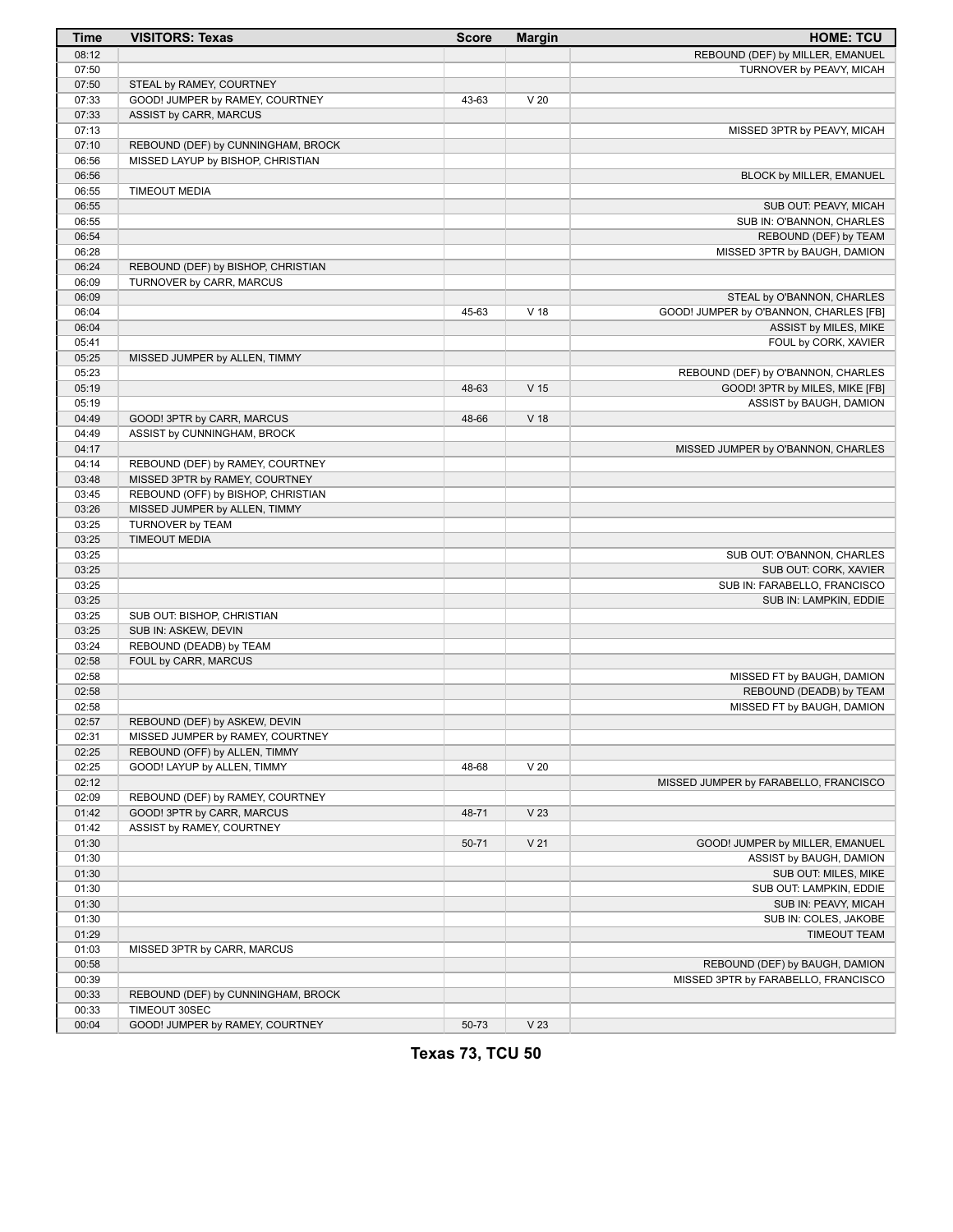| Time | VISITORS: Texas | Score | Margin | HOME: TCU |
|---|---|---|---|---|
| 08:12 | | | | REBOUND (DEF) by MILLER, EMANUEL |
| 07:50 | | | | TURNOVER by PEAVY, MICAH |
| 07:50 | STEAL by RAMEY, COURTNEY | | | |
| 07:33 | GOOD! JUMPER by RAMEY, COURTNEY | 43-63 | V 20 | |
| 07:33 | ASSIST by CARR, MARCUS | | | |
| 07:13 | | | | MISSED 3PTR by PEAVY, MICAH |
| 07:10 | REBOUND (DEF) by CUNNINGHAM, BROCK | | | |
| 06:56 | MISSED LAYUP by BISHOP, CHRISTIAN | | | |
| 06:56 | | | | BLOCK by MILLER, EMANUEL |
| 06:55 | TIMEOUT MEDIA | | | |
| 06:55 | | | | SUB OUT: PEAVY, MICAH |
| 06:55 | | | | SUB IN: O'BANNON, CHARLES |
| 06:54 | | | | REBOUND (DEF) by TEAM |
| 06:28 | | | | MISSED 3PTR by BAUGH, DAMION |
| 06:24 | REBOUND (DEF) by BISHOP, CHRISTIAN | | | |
| 06:09 | TURNOVER by CARR, MARCUS | | | |
| 06:09 | | | | STEAL by O'BANNON, CHARLES |
| 06:04 | | 45-63 | V 18 | GOOD! JUMPER by O'BANNON, CHARLES [FB] |
| 06:04 | | | | ASSIST by MILES, MIKE |
| 05:41 | | | | FOUL by CORK, XAVIER |
| 05:25 | MISSED JUMPER by ALLEN, TIMMY | | | |
| 05:23 | | | | REBOUND (DEF) by O'BANNON, CHARLES |
| 05:19 | | 48-63 | V 15 | GOOD! 3PTR by MILES, MIKE [FB] |
| 05:19 | | | | ASSIST by BAUGH, DAMION |
| 04:49 | GOOD! 3PTR by CARR, MARCUS | 48-66 | V 18 | |
| 04:49 | ASSIST by CUNNINGHAM, BROCK | | | |
| 04:17 | | | | MISSED JUMPER by O'BANNON, CHARLES |
| 04:14 | REBOUND (DEF) by RAMEY, COURTNEY | | | |
| 03:48 | MISSED 3PTR by RAMEY, COURTNEY | | | |
| 03:45 | REBOUND (OFF) by BISHOP, CHRISTIAN | | | |
| 03:26 | MISSED JUMPER by ALLEN, TIMMY | | | |
| 03:25 | TURNOVER by TEAM | | | |
| 03:25 | TIMEOUT MEDIA | | | |
| 03:25 | | | | SUB OUT: O'BANNON, CHARLES |
| 03:25 | | | | SUB OUT: CORK, XAVIER |
| 03:25 | | | | SUB IN: FARABELLO, FRANCISCO |
| 03:25 | | | | SUB IN: LAMPKIN, EDDIE |
| 03:25 | SUB OUT: BISHOP, CHRISTIAN | | | |
| 03:25 | SUB IN: ASKEW, DEVIN | | | |
| 03:24 | REBOUND (DEADB) by TEAM | | | |
| 02:58 | FOUL by CARR, MARCUS | | | |
| 02:58 | | | | MISSED FT by BAUGH, DAMION |
| 02:58 | | | | REBOUND (DEADB) by TEAM |
| 02:58 | | | | MISSED FT by BAUGH, DAMION |
| 02:57 | REBOUND (DEF) by ASKEW, DEVIN | | | |
| 02:31 | MISSED JUMPER by RAMEY, COURTNEY | | | |
| 02:25 | REBOUND (OFF) by ALLEN, TIMMY | | | |
| 02:25 | GOOD! LAYUP by ALLEN, TIMMY | 48-68 | V 20 | |
| 02:12 | | | | MISSED JUMPER by FARABELLO, FRANCISCO |
| 02:09 | REBOUND (DEF) by RAMEY, COURTNEY | | | |
| 01:42 | GOOD! 3PTR by CARR, MARCUS | 48-71 | V 23 | |
| 01:42 | ASSIST by RAMEY, COURTNEY | | | |
| 01:30 | | 50-71 | V 21 | GOOD! JUMPER by MILLER, EMANUEL |
| 01:30 | | | | ASSIST by BAUGH, DAMION |
| 01:30 | | | | SUB OUT: MILES, MIKE |
| 01:30 | | | | SUB OUT: LAMPKIN, EDDIE |
| 01:30 | | | | SUB IN: PEAVY, MICAH |
| 01:30 | | | | SUB IN: COLES, JAKOBE |
| 01:29 | | | | TIMEOUT TEAM |
| 01:03 | MISSED 3PTR by CARR, MARCUS | | | |
| 00:58 | | | | REBOUND (DEF) by BAUGH, DAMION |
| 00:39 | | | | MISSED 3PTR by FARABELLO, FRANCISCO |
| 00:33 | REBOUND (DEF) by CUNNINGHAM, BROCK | | | |
| 00:33 | TIMEOUT 30SEC | | | |
| 00:04 | GOOD! JUMPER by RAMEY, COURTNEY | 50-73 | V 23 | |

**Texas 73, TCU 50**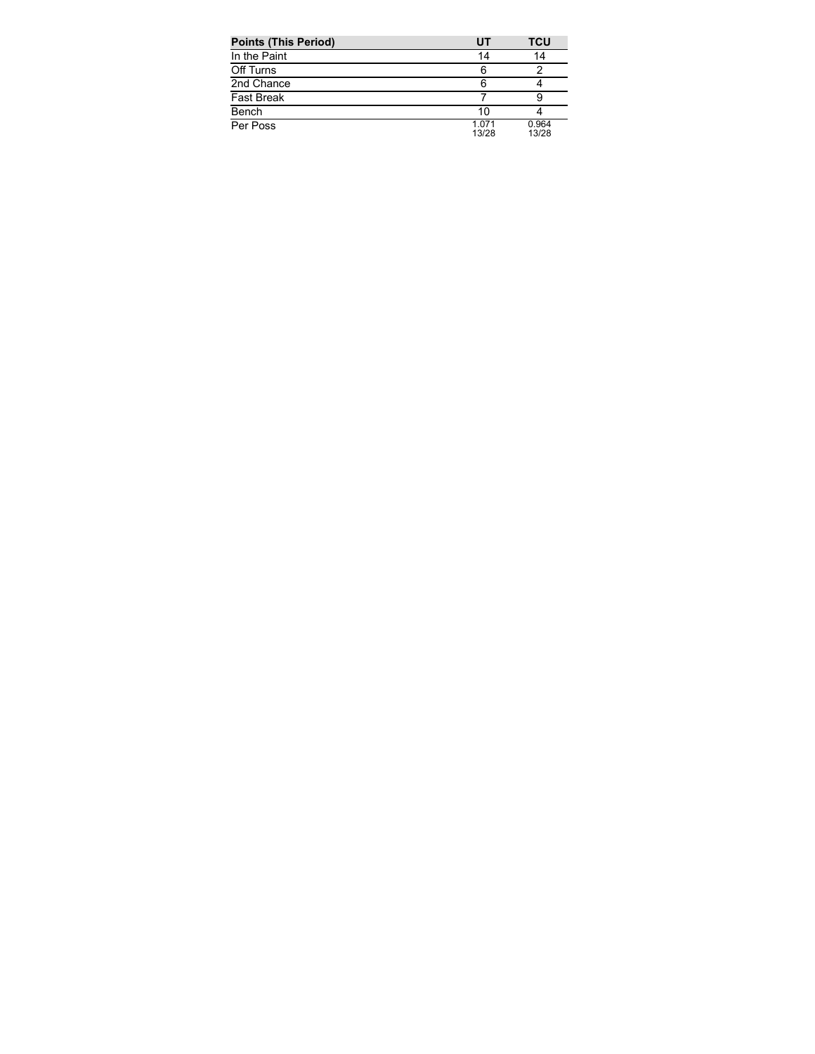| Points (This Period) | UT | TCU |
| --- | --- | --- |
| In the Paint | 14 | 14 |
| Off Turns | 6 | 2 |
| 2nd Chance | 6 | 4 |
| Fast Break | 7 | 9 |
| Bench | 10 | 4 |
| Per Poss | 1.071 13/28 | 0.964 13/28 |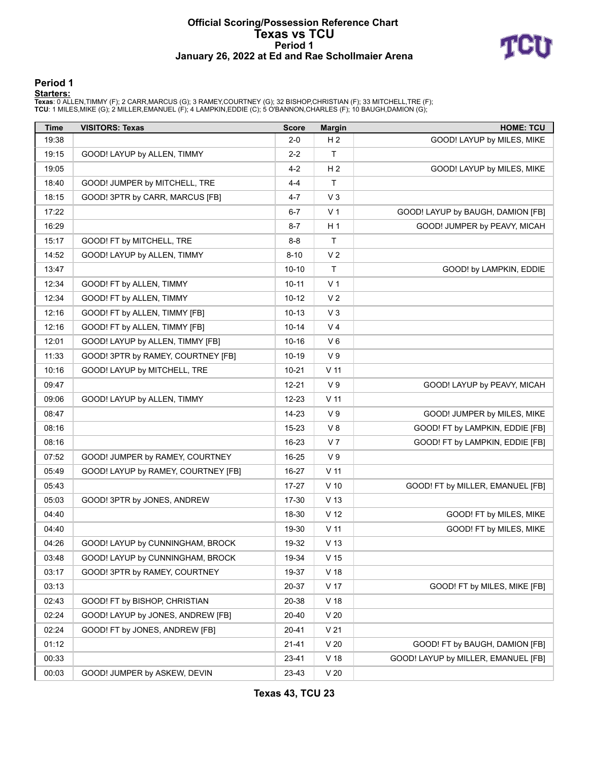# Official Scoring/Possession Reference Chart
## Texas vs TCU
### Period 1
### January 26, 2022 at Ed and Rae Schollmaier Arena

## Period 1

**Starters:**

**Texas**: 0 ALLEN,TIMMY (F); 2 CARR,MARCUS (G); 3 RAMEY,COURTNEY (G); 32 BISHOP,CHRISTIAN (F); 33 MITCHELL,TRE (F);
**TCU**: 1 MILES,MIKE (G); 2 MILLER,EMANUEL (F); 4 LAMPKIN,EDDIE (C); 5 O'BANNON,CHARLES (F); 10 BAUGH,DAMION (G);

| Time | VISITORS: Texas | Score | Margin | HOME: TCU |
|---|---|---|---|---|
| 19:38 | | 2-0 | H 2 | GOOD! LAYUP by MILES, MIKE |
| 19:15 | GOOD! LAYUP by ALLEN, TIMMY | 2-2 | T | |
| 19:05 | | 4-2 | H 2 | GOOD! LAYUP by MILES, MIKE |
| 18:40 | GOOD! JUMPER by MITCHELL, TRE | 4-4 | T | |
| 18:15 | GOOD! 3PTR by CARR, MARCUS [FB] | 4-7 | V 3 | |
| 17:22 | | 6-7 | V 1 | GOOD! LAYUP by BAUGH, DAMION [FB] |
| 16:29 | | 8-7 | H 1 | GOOD! JUMPER by PEAVY, MICAH |
| 15:17 | GOOD! FT by MITCHELL, TRE | 8-8 | T | |
| 14:52 | GOOD! LAYUP by ALLEN, TIMMY | 8-10 | V 2 | |
| 13:47 | | 10-10 | T | GOOD! by LAMPKIN, EDDIE |
| 12:34 | GOOD! FT by ALLEN, TIMMY | 10-11 | V 1 | |
| 12:34 | GOOD! FT by ALLEN, TIMMY | 10-12 | V 2 | |
| 12:16 | GOOD! FT by ALLEN, TIMMY [FB] | 10-13 | V 3 | |
| 12:16 | GOOD! FT by ALLEN, TIMMY [FB] | 10-14 | V 4 | |
| 12:01 | GOOD! LAYUP by ALLEN, TIMMY [FB] | 10-16 | V 6 | |
| 11:33 | GOOD! 3PTR by RAMEY, COURTNEY [FB] | 10-19 | V 9 | |
| 10:16 | GOOD! LAYUP by MITCHELL, TRE | 10-21 | V 11 | |
| 09:47 | | 12-21 | V 9 | GOOD! LAYUP by PEAVY, MICAH |
| 09:06 | GOOD! LAYUP by ALLEN, TIMMY | 12-23 | V 11 | |
| 08:47 | | 14-23 | V 9 | GOOD! JUMPER by MILES, MIKE |
| 08:16 | | 15-23 | V 8 | GOOD! FT by LAMPKIN, EDDIE [FB] |
| 08:16 | | 16-23 | V 7 | GOOD! FT by LAMPKIN, EDDIE [FB] |
| 07:52 | GOOD! JUMPER by RAMEY, COURTNEY | 16-25 | V 9 | |
| 05:49 | GOOD! LAYUP by RAMEY, COURTNEY [FB] | 16-27 | V 11 | |
| 05:43 | | 17-27 | V 10 | GOOD! FT by MILLER, EMANUEL [FB] |
| 05:03 | GOOD! 3PTR by JONES, ANDREW | 17-30 | V 13 | |
| 04:40 | | 18-30 | V 12 | GOOD! FT by MILES, MIKE |
| 04:40 | | 19-30 | V 11 | GOOD! FT by MILES, MIKE |
| 04:26 | GOOD! LAYUP by CUNNINGHAM, BROCK | 19-32 | V 13 | |
| 03:48 | GOOD! LAYUP by CUNNINGHAM, BROCK | 19-34 | V 15 | |
| 03:17 | GOOD! 3PTR by RAMEY, COURTNEY | 19-37 | V 18 | |
| 03:13 | | 20-37 | V 17 | GOOD! FT by MILES, MIKE [FB] |
| 02:43 | GOOD! FT by BISHOP, CHRISTIAN | 20-38 | V 18 | |
| 02:24 | GOOD! LAYUP by JONES, ANDREW [FB] | 20-40 | V 20 | |
| 02:24 | GOOD! FT by JONES, ANDREW [FB] | 20-41 | V 21 | |
| 01:12 | | 21-41 | V 20 | GOOD! FT by BAUGH, DAMION [FB] |
| 00:33 | | 23-41 | V 18 | GOOD! LAYUP by MILLER, EMANUEL [FB] |
| 00:03 | GOOD! JUMPER by ASKEW, DEVIN | 23-43 | V 20 | |

**Texas 43, TCU 23**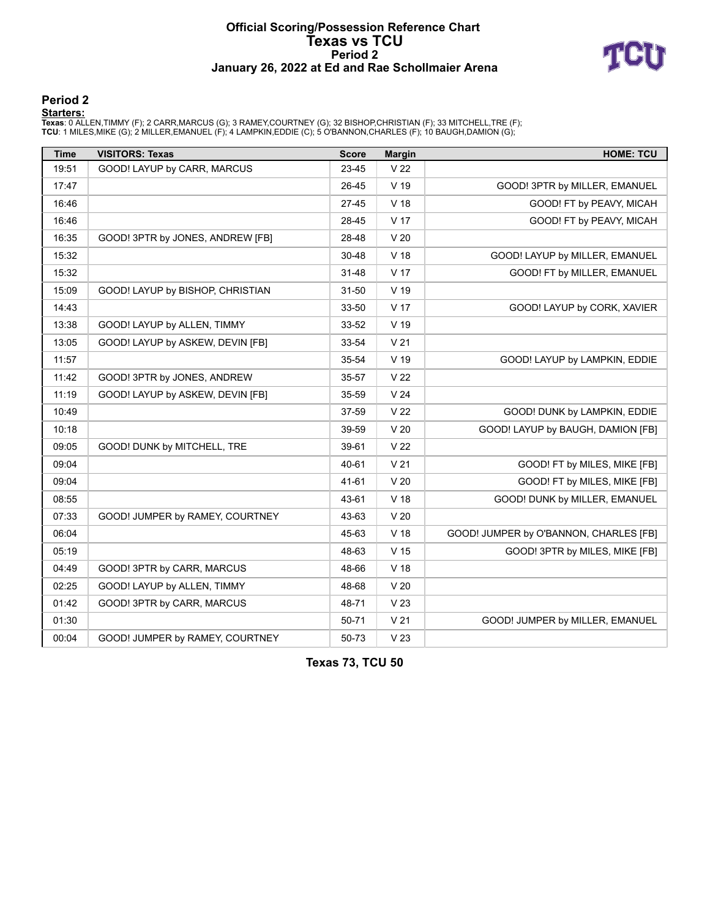# Official Scoring/Possession Reference Chart
# Texas vs TCU
# Period 2
# January 26, 2022 at Ed and Rae Schollmaier Arena

## Period 2

**Starters:**

**Texas**: 0 ALLEN,TIMMY (F); 2 CARR,MARCUS (G); 3 RAMEY,COURTNEY (G); 32 BISHOP,CHRISTIAN (F); 33 MITCHELL,TRE (F);
**TCU**: 1 MILES,MIKE (G); 2 MILLER,EMANUEL (F); 4 LAMPKIN,EDDIE (C); 5 O'BANNON,CHARLES (F); 10 BAUGH,DAMION (G);

| Time | VISITORS: Texas | Score | Margin | HOME: TCU |
|---|---|---|---|---|
| 19:51 | GOOD! LAYUP by CARR, MARCUS | 23-45 | V 22 | |
| 17:47 | | 26-45 | V 19 | GOOD! 3PTR by MILLER, EMANUEL |
| 16:46 | | 27-45 | V 18 | GOOD! FT by PEAVY, MICAH |
| 16:46 | | 28-45 | V 17 | GOOD! FT by PEAVY, MICAH |
| 16:35 | GOOD! 3PTR by JONES, ANDREW [FB] | 28-48 | V 20 | |
| 15:32 | | 30-48 | V 18 | GOOD! LAYUP by MILLER, EMANUEL |
| 15:32 | | 31-48 | V 17 | GOOD! FT by MILLER, EMANUEL |
| 15:09 | GOOD! LAYUP by BISHOP, CHRISTIAN | 31-50 | V 19 | |
| 14:43 | | 33-50 | V 17 | GOOD! LAYUP by CORK, XAVIER |
| 13:38 | GOOD! LAYUP by ALLEN, TIMMY | 33-52 | V 19 | |
| 13:05 | GOOD! LAYUP by ASKEW, DEVIN [FB] | 33-54 | V 21 | |
| 11:57 | | 35-54 | V 19 | GOOD! LAYUP by LAMPKIN, EDDIE |
| 11:42 | GOOD! 3PTR by JONES, ANDREW | 35-57 | V 22 | |
| 11:19 | GOOD! LAYUP by ASKEW, DEVIN [FB] | 35-59 | V 24 | |
| 10:49 | | 37-59 | V 22 | GOOD! DUNK by LAMPKIN, EDDIE |
| 10:18 | | 39-59 | V 20 | GOOD! LAYUP by BAUGH, DAMION [FB] |
| 09:05 | GOOD! DUNK by MITCHELL, TRE | 39-61 | V 22 | |
| 09:04 | | 40-61 | V 21 | GOOD! FT by MILES, MIKE [FB] |
| 09:04 | | 41-61 | V 20 | GOOD! FT by MILES, MIKE [FB] |
| 08:55 | | 43-61 | V 18 | GOOD! DUNK by MILLER, EMANUEL |
| 07:33 | GOOD! JUMPER by RAMEY, COURTNEY | 43-63 | V 20 | |
| 06:04 | | 45-63 | V 18 | GOOD! JUMPER by O'BANNON, CHARLES [FB] |
| 05:19 | | 48-63 | V 15 | GOOD! 3PTR by MILES, MIKE [FB] |
| 04:49 | GOOD! 3PTR by CARR, MARCUS | 48-66 | V 18 | |
| 02:25 | GOOD! LAYUP by ALLEN, TIMMY | 48-68 | V 20 | |
| 01:42 | GOOD! 3PTR by CARR, MARCUS | 48-71 | V 23 | |
| 01:30 | | 50-71 | V 21 | GOOD! JUMPER by MILLER, EMANUEL |
| 00:04 | GOOD! JUMPER by RAMEY, COURTNEY | 50-73 | V 23 | |

**Texas 73, TCU 50**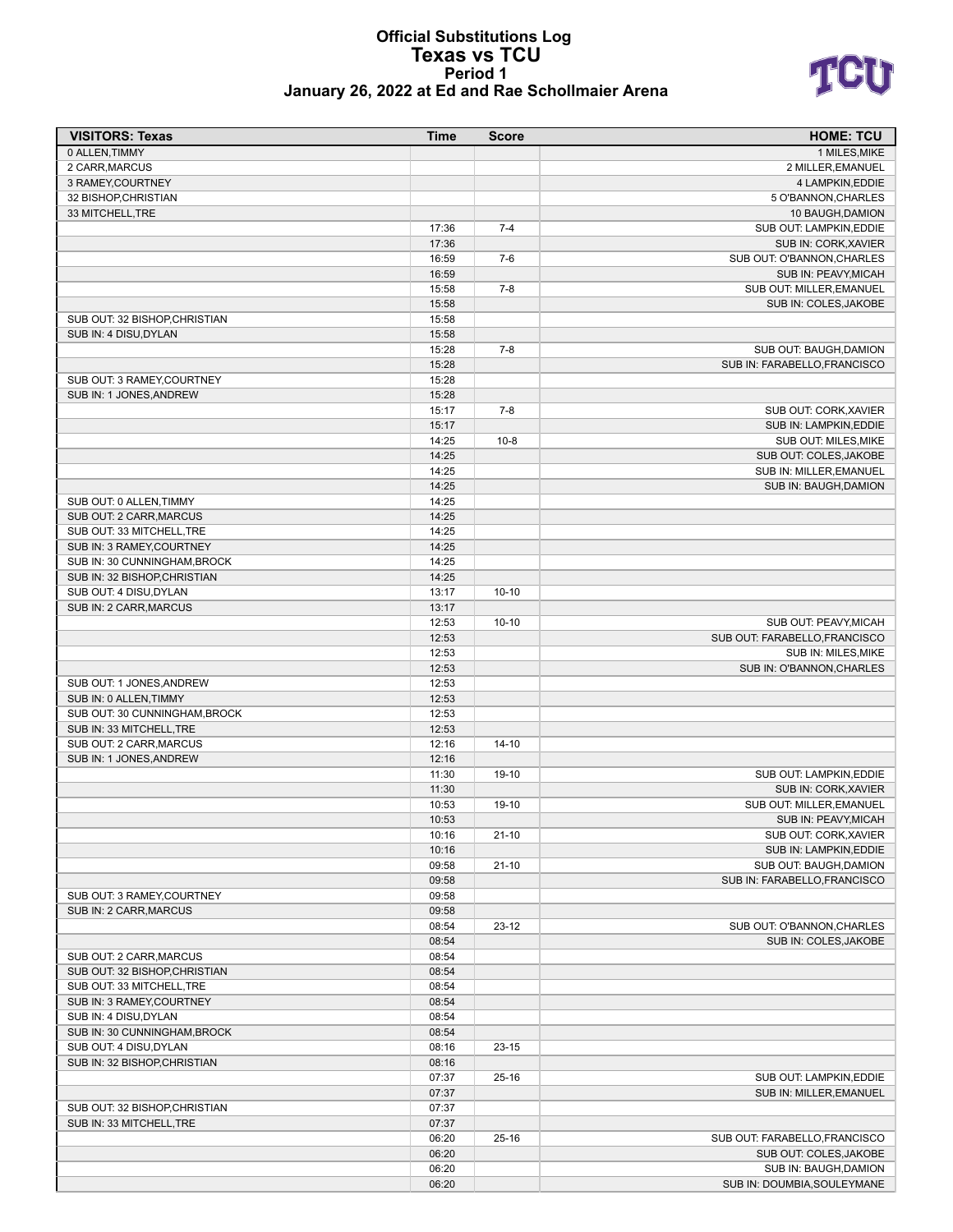# Official Substitutions Log
## Texas vs TCU
### Period 1
### January 26, 2022 at Ed and Rae Schollmaier Arena

| VISITORS: Texas | Time | Score | HOME: TCU |
|---|---|---|---|
| 0 ALLEN,TIMMY | | | 1 MILES,MIKE |
| 2 CARR,MARCUS | | | 2 MILLER,EMANUEL |
| 3 RAMEY,COURTNEY | | | 4 LAMPKIN,EDDIE |
| 32 BISHOP,CHRISTIAN | | | 5 O'BANNON,CHARLES |
| 33 MITCHELL,TRE | | | 10 BAUGH,DAMION |
| | 17:36 | 7-4 | SUB OUT: LAMPKIN,EDDIE |
| | 17:36 | | SUB IN: CORK,XAVIER |
| | 16:59 | 7-6 | SUB OUT: O'BANNON,CHARLES |
| | 16:59 | | SUB IN: PEAVY,MICAH |
| | 15:58 | 7-8 | SUB OUT: MILLER,EMANUEL |
| | 15:58 | | SUB IN: COLES,JAKOBE |
| SUB OUT: 32 BISHOP,CHRISTIAN | 15:58 | | |
| SUB IN: 4 DISU,DYLAN | 15:58 | | |
| | 15:28 | 7-8 | SUB OUT: BAUGH,DAMION |
| | 15:28 | | SUB IN: FARABELLO,FRANCISCO |
| SUB OUT: 3 RAMEY,COURTNEY | 15:28 | | |
| SUB IN: 1 JONES,ANDREW | 15:28 | | |
| | 15:17 | 7-8 | SUB OUT: CORK,XAVIER |
| | 15:17 | | SUB IN: LAMPKIN,EDDIE |
| | 14:25 | 10-8 | SUB OUT: MILES,MIKE |
| | 14:25 | | SUB OUT: COLES,JAKOBE |
| | 14:25 | | SUB IN: MILLER,EMANUEL |
| | 14:25 | | SUB IN: BAUGH,DAMION |
| SUB OUT: 0 ALLEN,TIMMY | 14:25 | | |
| SUB OUT: 2 CARR,MARCUS | 14:25 | | |
| SUB OUT: 33 MITCHELL,TRE | 14:25 | | |
| SUB IN: 3 RAMEY,COURTNEY | 14:25 | | |
| SUB IN: 30 CUNNINGHAM,BROCK | 14:25 | | |
| SUB IN: 32 BISHOP,CHRISTIAN | 14:25 | | |
| SUB OUT: 4 DISU,DYLAN | 13:17 | 10-10 | |
| SUB IN: 2 CARR,MARCUS | 13:17 | | |
| | 12:53 | 10-10 | SUB OUT: PEAVY,MICAH |
| | 12:53 | | SUB OUT: FARABELLO,FRANCISCO |
| | 12:53 | | SUB IN: MILES,MIKE |
| | 12:53 | | SUB IN: O'BANNON,CHARLES |
| SUB OUT: 1 JONES,ANDREW | 12:53 | | |
| SUB IN: 0 ALLEN,TIMMY | 12:53 | | |
| SUB OUT: 30 CUNNINGHAM,BROCK | 12:53 | | |
| SUB IN: 33 MITCHELL,TRE | 12:53 | | |
| SUB OUT: 2 CARR,MARCUS | 12:16 | 14-10 | |
| SUB IN: 1 JONES,ANDREW | 12:16 | | |
| | 11:30 | 19-10 | SUB OUT: LAMPKIN,EDDIE |
| | 11:30 | | SUB IN: CORK,XAVIER |
| | 10:53 | 19-10 | SUB OUT: MILLER,EMANUEL |
| | 10:53 | | SUB IN: PEAVY,MICAH |
| | 10:16 | 21-10 | SUB OUT: CORK,XAVIER |
| | 10:16 | | SUB IN: LAMPKIN,EDDIE |
| | 09:58 | 21-10 | SUB OUT: BAUGH,DAMION |
| | 09:58 | | SUB IN: FARABELLO,FRANCISCO |
| SUB OUT: 3 RAMEY,COURTNEY | 09:58 | | |
| SUB IN: 2 CARR,MARCUS | 09:58 | | |
| | 08:54 | 23-12 | SUB OUT: O'BANNON,CHARLES |
| | 08:54 | | SUB IN: COLES,JAKOBE |
| SUB OUT: 2 CARR,MARCUS | 08:54 | | |
| SUB OUT: 32 BISHOP,CHRISTIAN | 08:54 | | |
| SUB OUT: 33 MITCHELL,TRE | 08:54 | | |
| SUB IN: 3 RAMEY,COURTNEY | 08:54 | | |
| SUB IN: 4 DISU,DYLAN | 08:54 | | |
| SUB IN: 30 CUNNINGHAM,BROCK | 08:54 | | |
| SUB OUT: 4 DISU,DYLAN | 08:16 | 23-15 | |
| SUB IN: 32 BISHOP,CHRISTIAN | 08:16 | | |
| | 07:37 | 25-16 | SUB OUT: LAMPKIN,EDDIE |
| | 07:37 | | SUB IN: MILLER,EMANUEL |
| SUB OUT: 32 BISHOP,CHRISTIAN | 07:37 | | |
| SUB IN: 33 MITCHELL,TRE | 07:37 | | |
| | 06:20 | 25-16 | SUB OUT: FARABELLO,FRANCISCO |
| | 06:20 | | SUB OUT: COLES,JAKOBE |
| | 06:20 | | SUB IN: BAUGH,DAMION |
| | 06:20 | | SUB IN: DOUMBIA,SOULEYMANE |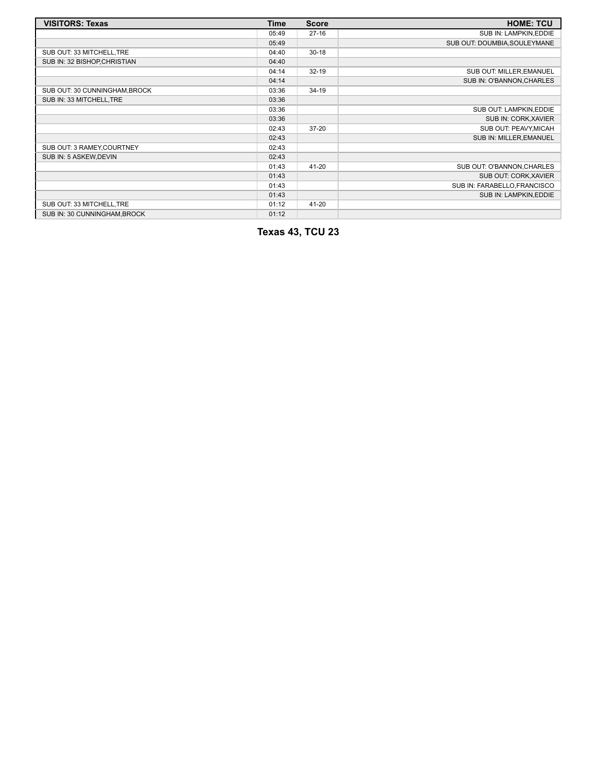| VISITORS: Texas | Time | Score | HOME: TCU |
| --- | --- | --- | --- |
| | 05:49 | 27-16 | SUB IN: LAMPKIN,EDDIE |
| | 05:49 | | SUB OUT: DOUMBIA,SOULEYMANE |
| SUB OUT: 33 MITCHELL,TRE | 04:40 | 30-18 | |
| SUB IN: 32 BISHOP,CHRISTIAN | 04:40 | | |
| | 04:14 | 32-19 | SUB OUT: MILLER,EMANUEL |
| | 04:14 | | SUB IN: O'BANNON,CHARLES |
| SUB OUT: 30 CUNNINGHAM,BROCK | 03:36 | 34-19 | |
| SUB IN: 33 MITCHELL,TRE | 03:36 | | |
| | 03:36 | | SUB OUT: LAMPKIN,EDDIE |
| | 03:36 | | SUB IN: CORK,XAVIER |
| | 02:43 | 37-20 | SUB OUT: PEAVY,MICAH |
| | 02:43 | | SUB IN: MILLER,EMANUEL |
| SUB OUT: 3 RAMEY,COURTNEY | 02:43 | | |
| SUB IN: 5 ASKEW,DEVIN | 02:43 | | |
| | 01:43 | 41-20 | SUB OUT: O'BANNON,CHARLES |
| | 01:43 | | SUB OUT: CORK,XAVIER |
| | 01:43 | | SUB IN: FARABELLO,FRANCISCO |
| | 01:43 | | SUB IN: LAMPKIN,EDDIE |
| SUB OUT: 33 MITCHELL,TRE | 01:12 | 41-20 | |
| SUB IN: 30 CUNNINGHAM,BROCK | 01:12 | | |

**Texas 43, TCU 23**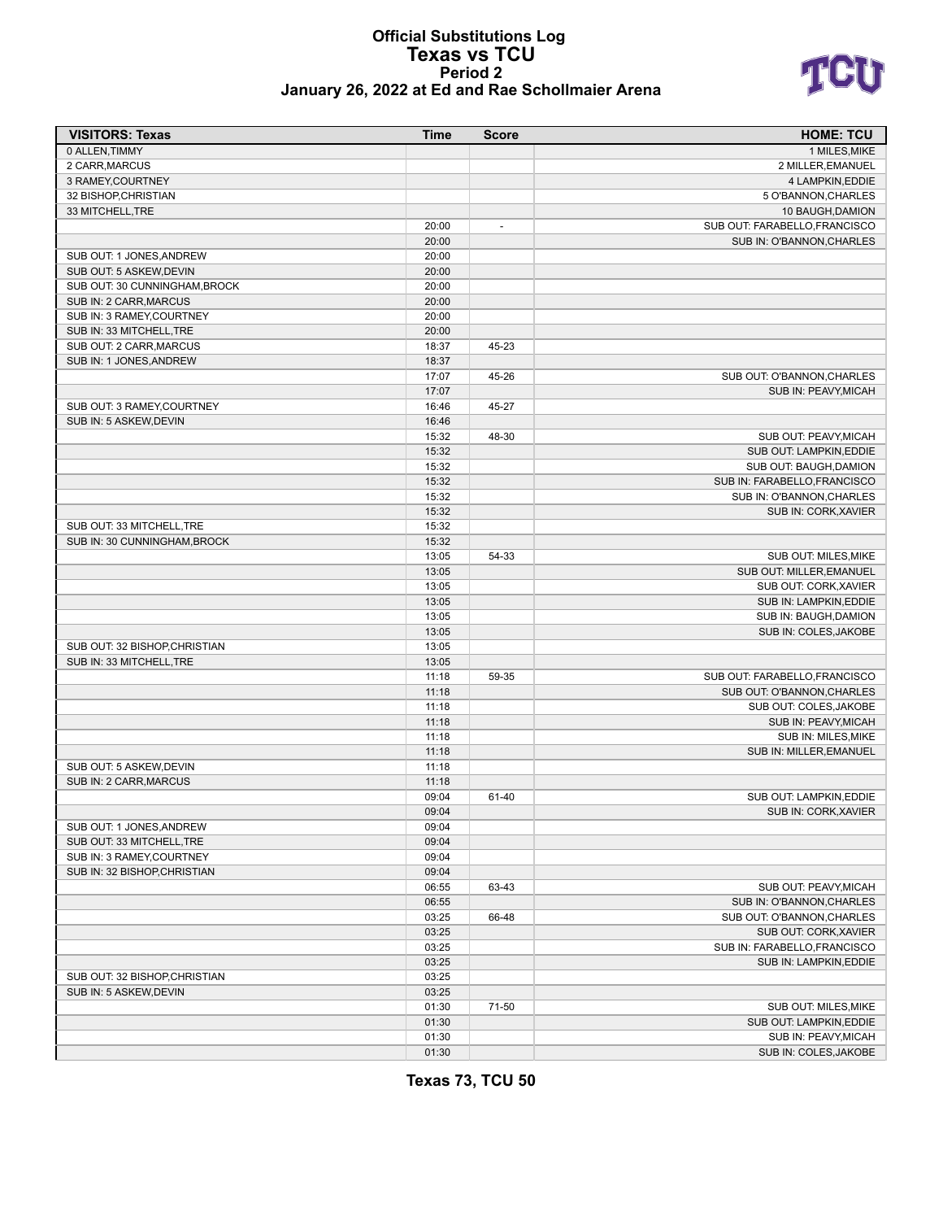# Official Substitutions Log
## Texas vs TCU
### Period 2
### January 26, 2022 at Ed and Rae Schollmaier Arena

| VISITORS: Texas | Time | Score | HOME: TCU |
|---|---|---|---|
| 0 ALLEN,TIMMY | | | 1 MILES,MIKE |
| 2 CARR,MARCUS | | | 2 MILLER,EMANUEL |
| 3 RAMEY,COURTNEY | | | 4 LAMPKIN,EDDIE |
| 32 BISHOP,CHRISTIAN | | | 5 O'BANNON,CHARLES |
| 33 MITCHELL,TRE | | | 10 BAUGH,DAMION |
| | 20:00 | - | SUB OUT: FARABELLO,FRANCISCO |
| | 20:00 | | SUB IN: O'BANNON,CHARLES |
| SUB OUT: 1 JONES,ANDREW | 20:00 | | |
| SUB OUT: 5 ASKEW,DEVIN | 20:00 | | |
| SUB OUT: 30 CUNNINGHAM,BROCK | 20:00 | | |
| SUB IN: 2 CARR,MARCUS | 20:00 | | |
| SUB IN: 3 RAMEY,COURTNEY | 20:00 | | |
| SUB IN: 33 MITCHELL,TRE | 20:00 | | |
| SUB OUT: 2 CARR,MARCUS | 18:37 | 45-23 | |
| SUB IN: 1 JONES,ANDREW | 18:37 | | |
| | 17:07 | 45-26 | SUB OUT: O'BANNON,CHARLES |
| | 17:07 | | SUB IN: PEAVY,MICAH |
| SUB OUT: 3 RAMEY,COURTNEY | 16:46 | 45-27 | |
| SUB IN: 5 ASKEW,DEVIN | 16:46 | | |
| | 15:32 | 48-30 | SUB OUT: PEAVY,MICAH |
| | 15:32 | | SUB OUT: LAMPKIN,EDDIE |
| | 15:32 | | SUB OUT: BAUGH,DAMION |
| | 15:32 | | SUB IN: FARABELLO,FRANCISCO |
| | 15:32 | | SUB IN: O'BANNON,CHARLES |
| | 15:32 | | SUB IN: CORK,XAVIER |
| SUB OUT: 33 MITCHELL,TRE | 15:32 | | |
| SUB IN: 30 CUNNINGHAM,BROCK | 15:32 | | |
| | 13:05 | 54-33 | SUB OUT: MILES,MIKE |
| | 13:05 | | SUB OUT: MILLER,EMANUEL |
| | 13:05 | | SUB OUT: CORK,XAVIER |
| | 13:05 | | SUB IN: LAMPKIN,EDDIE |
| | 13:05 | | SUB IN: BAUGH,DAMION |
| | 13:05 | | SUB IN: COLES,JAKOBE |
| SUB OUT: 32 BISHOP,CHRISTIAN | 13:05 | | |
| SUB IN: 33 MITCHELL,TRE | 13:05 | | |
| | 11:18 | 59-35 | SUB OUT: FARABELLO,FRANCISCO |
| | 11:18 | | SUB OUT: O'BANNON,CHARLES |
| | 11:18 | | SUB OUT: COLES,JAKOBE |
| | 11:18 | | SUB IN: PEAVY,MICAH |
| | 11:18 | | SUB IN: MILES,MIKE |
| | 11:18 | | SUB IN: MILLER,EMANUEL |
| SUB OUT: 5 ASKEW,DEVIN | 11:18 | | |
| SUB IN: 2 CARR,MARCUS | 11:18 | | |
| | 09:04 | 61-40 | SUB OUT: LAMPKIN,EDDIE |
| | 09:04 | | SUB IN: CORK,XAVIER |
| SUB OUT: 1 JONES,ANDREW | 09:04 | | |
| SUB OUT: 33 MITCHELL,TRE | 09:04 | | |
| SUB IN: 3 RAMEY,COURTNEY | 09:04 | | |
| SUB IN: 32 BISHOP,CHRISTIAN | 09:04 | | |
| | 06:55 | 63-43 | SUB OUT: PEAVY,MICAH |
| | 06:55 | | SUB IN: O'BANNON,CHARLES |
| | 03:25 | 66-48 | SUB OUT: O'BANNON,CHARLES |
| | 03:25 | | SUB OUT: CORK,XAVIER |
| | 03:25 | | SUB IN: FARABELLO,FRANCISCO |
| | 03:25 | | SUB IN: LAMPKIN,EDDIE |
| SUB OUT: 32 BISHOP,CHRISTIAN | 03:25 | | |
| SUB IN: 5 ASKEW,DEVIN | 03:25 | | |
| | 01:30 | 71-50 | SUB OUT: MILES,MIKE |
| | 01:30 | | SUB OUT: LAMPKIN,EDDIE |
| | 01:30 | | SUB IN: PEAVY,MICAH |
| | 01:30 | | SUB IN: COLES,JAKOBE |

**Texas 73, TCU 50**